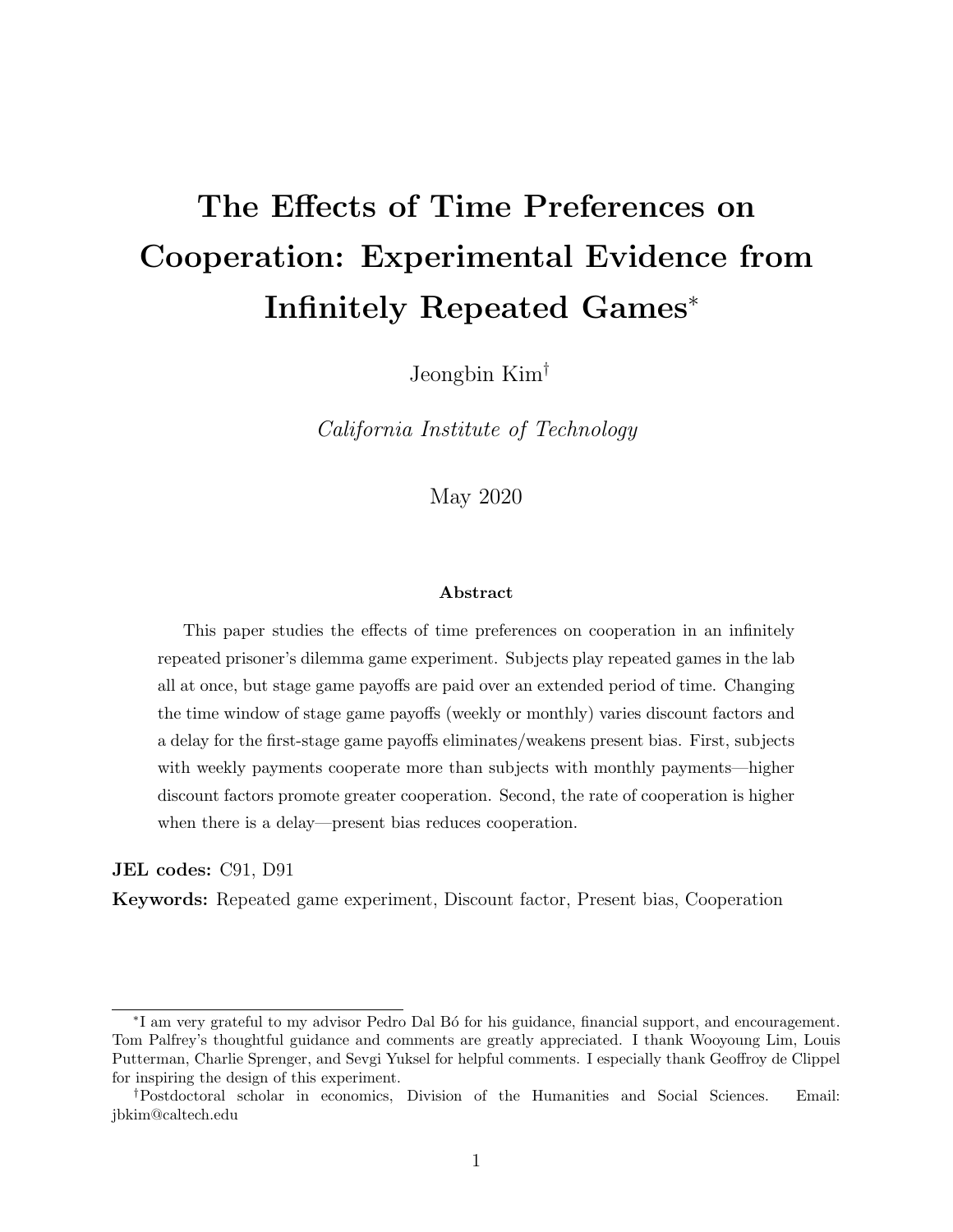# The Effects of Time Preferences on Cooperation: Experimental Evidence from Infinitely Repeated Games[*]

Jeongbin Kim[†]

*California Institute of Technology*

May 2020

### Abstract

This paper studies the effects of time preferences on cooperation in an infinitely repeated prisoner's dilemma game experiment. Subjects play repeated games in the lab all at once, but stage game payoffs are paid over an extended period of time. Changing the time window of stage game payoffs (weekly or monthly) varies discount factors and a delay for the first-stage game payoffs eliminates/weakens present bias. First, subjects with weekly payments cooperate more than subjects with monthly payments—higher discount factors promote greater cooperation. Second, the rate of cooperation is higher when there is a delay—present bias reduces cooperation.

**JEL codes:** C91, D91

**Keywords:** Repeated game experiment, Discount factor, Present bias, Cooperation

---

[*] I am very grateful to my advisor Pedro Dal Bó for his guidance, financial support, and encouragement. Tom Palfrey's thoughtful guidance and comments are greatly appreciated. I thank Wooyoung Lim, Louis Putterman, Charlie Sprenger, and Sevgi Yuksel for helpful comments. I especially thank Geoffroy de Clippel for inspiring the design of this experiment.

[†] Postdoctoral scholar in economics, Division of the Humanities and Social Sciences. Email: jbkim@caltech.edu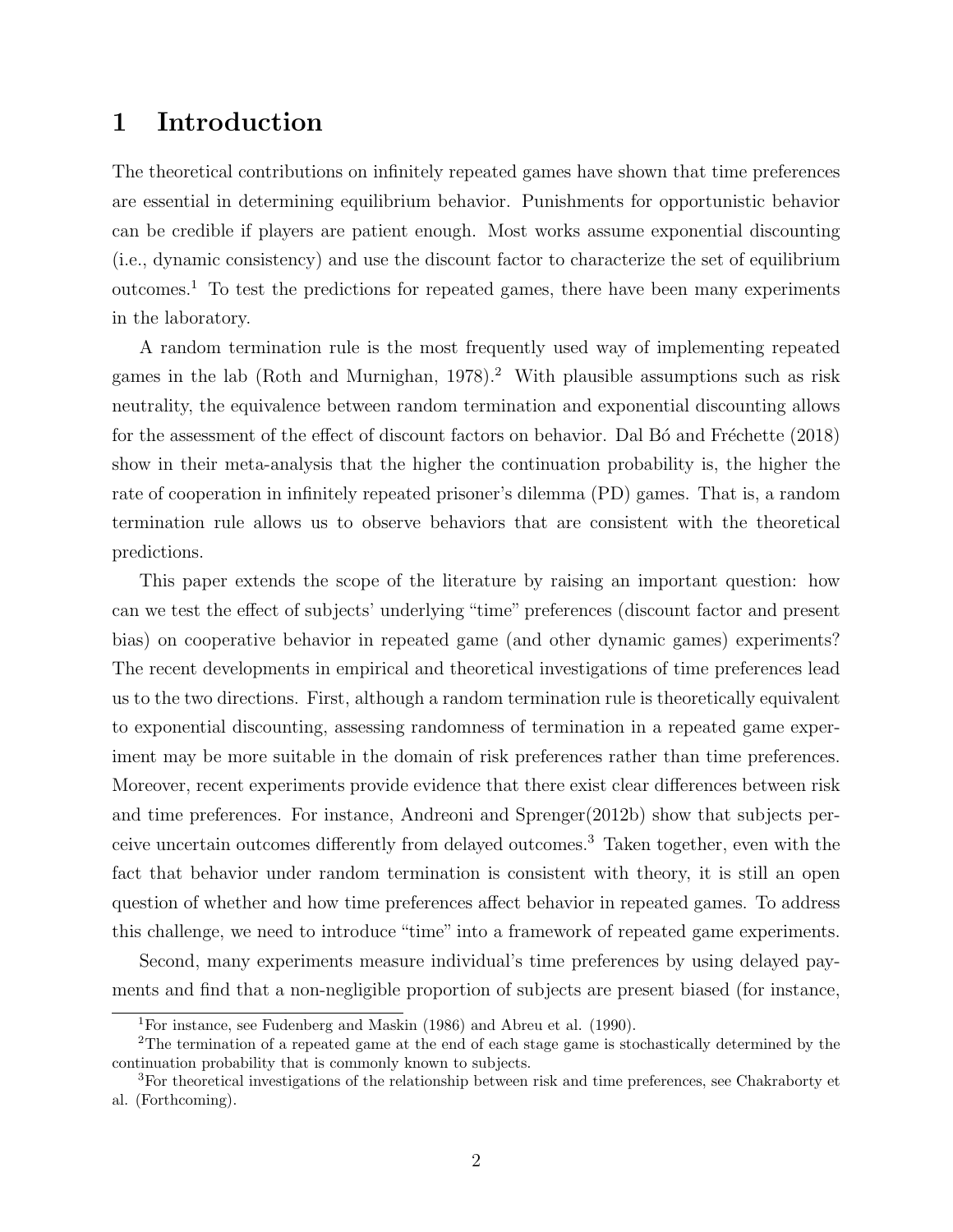# 1 Introduction

The theoretical contributions on infinitely repeated games have shown that time preferences are essential in determining equilibrium behavior. Punishments for opportunistic behavior can be credible if players are patient enough. Most works assume exponential discounting (i.e., dynamic consistency) and use the discount factor to characterize the set of equilibrium outcomes.[1] To test the predictions for repeated games, there have been many experiments in the laboratory.

A random termination rule is the most frequently used way of implementing repeated games in the lab (Roth and Murnighan, 1978).[2] With plausible assumptions such as risk neutrality, the equivalence between random termination and exponential discounting allows for the assessment of the effect of discount factors on behavior. Dal Bó and Fréchette (2018) show in their meta-analysis that the higher the continuation probability is, the higher the rate of cooperation in infinitely repeated prisoner's dilemma (PD) games. That is, a random termination rule allows us to observe behaviors that are consistent with the theoretical predictions.

This paper extends the scope of the literature by raising an important question: how can we test the effect of subjects' underlying "time" preferences (discount factor and present bias) on cooperative behavior in repeated game (and other dynamic games) experiments? The recent developments in empirical and theoretical investigations of time preferences lead us to the two directions. First, although a random termination rule is theoretically equivalent to exponential discounting, assessing randomness of termination in a repeated game experiment may be more suitable in the domain of risk preferences rather than time preferences. Moreover, recent experiments provide evidence that there exist clear differences between risk and time preferences. For instance, Andreoni and Sprenger(2012b) show that subjects perceive uncertain outcomes differently from delayed outcomes.[3] Taken together, even with the fact that behavior under random termination is consistent with theory, it is still an open question of whether and how time preferences affect behavior in repeated games. To address this challenge, we need to introduce "time" into a framework of repeated game experiments.

Second, many experiments measure individual's time preferences by using delayed payments and find that a non-negligible proportion of subjects are present biased (for instance,

[1] For instance, see Fudenberg and Maskin (1986) and Abreu et al. (1990).

[2] The termination of a repeated game at the end of each stage game is stochastically determined by the continuation probability that is commonly known to subjects.

[3] For theoretical investigations of the relationship between risk and time preferences, see Chakraborty et al. (Forthcoming).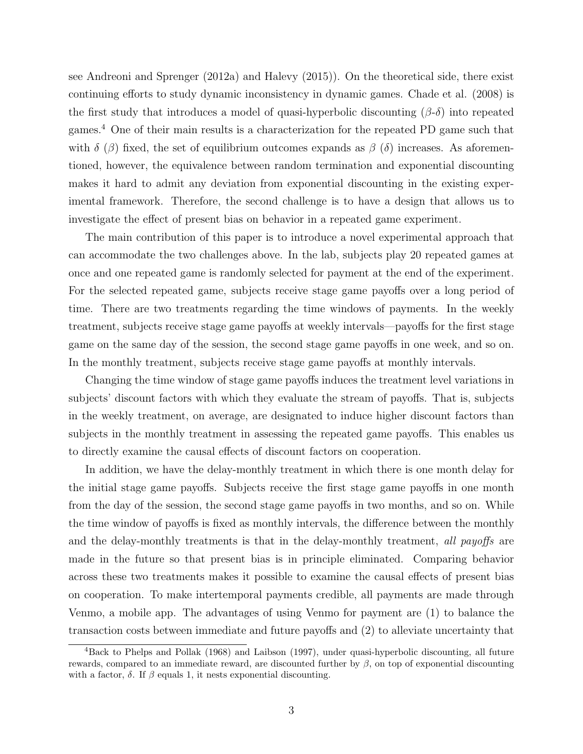see Andreoni and Sprenger (2012a) and Halevy (2015)). On the theoretical side, there exist continuing efforts to study dynamic inconsistency in dynamic games. Chade et al. (2008) is the first study that introduces a model of quasi-hyperbolic discounting ($\beta$-$\delta$) into repeated games.[4] One of their main results is a characterization for the repeated PD game such that with $\delta$ ($\beta$) fixed, the set of equilibrium outcomes expands as $\beta$ ($\delta$) increases. As aforementioned, however, the equivalence between random termination and exponential discounting makes it hard to admit any deviation from exponential discounting in the existing experimental framework. Therefore, the second challenge is to have a design that allows us to investigate the effect of present bias on behavior in a repeated game experiment.

The main contribution of this paper is to introduce a novel experimental approach that can accommodate the two challenges above. In the lab, subjects play 20 repeated games at once and one repeated game is randomly selected for payment at the end of the experiment. For the selected repeated game, subjects receive stage game payoffs over a long period of time. There are two treatments regarding the time windows of payments. In the weekly treatment, subjects receive stage game payoffs at weekly intervals—payoffs for the first stage game on the same day of the session, the second stage game payoffs in one week, and so on. In the monthly treatment, subjects receive stage game payoffs at monthly intervals.

Changing the time window of stage game payoffs induces the treatment level variations in subjects' discount factors with which they evaluate the stream of payoffs. That is, subjects in the weekly treatment, on average, are designated to induce higher discount factors than subjects in the monthly treatment in assessing the repeated game payoffs. This enables us to directly examine the causal effects of discount factors on cooperation.

In addition, we have the delay-monthly treatment in which there is one month delay for the initial stage game payoffs. Subjects receive the first stage game payoffs in one month from the day of the session, the second stage game payoffs in two months, and so on. While the time window of payoffs is fixed as monthly intervals, the difference between the monthly and the delay-monthly treatments is that in the delay-monthly treatment, *all payoffs* are made in the future so that present bias is in principle eliminated. Comparing behavior across these two treatments makes it possible to examine the causal effects of present bias on cooperation. To make intertemporal payments credible, all payments are made through Venmo, a mobile app. The advantages of using Venmo for payment are (1) to balance the transaction costs between immediate and future payoffs and (2) to alleviate uncertainty that

[4] Back to Phelps and Pollak (1968) and Laibson (1997), under quasi-hyperbolic discounting, all future rewards, compared to an immediate reward, are discounted further by $\beta$, on top of exponential discounting with a factor, $\delta$. If $\beta$ equals 1, it nests exponential discounting.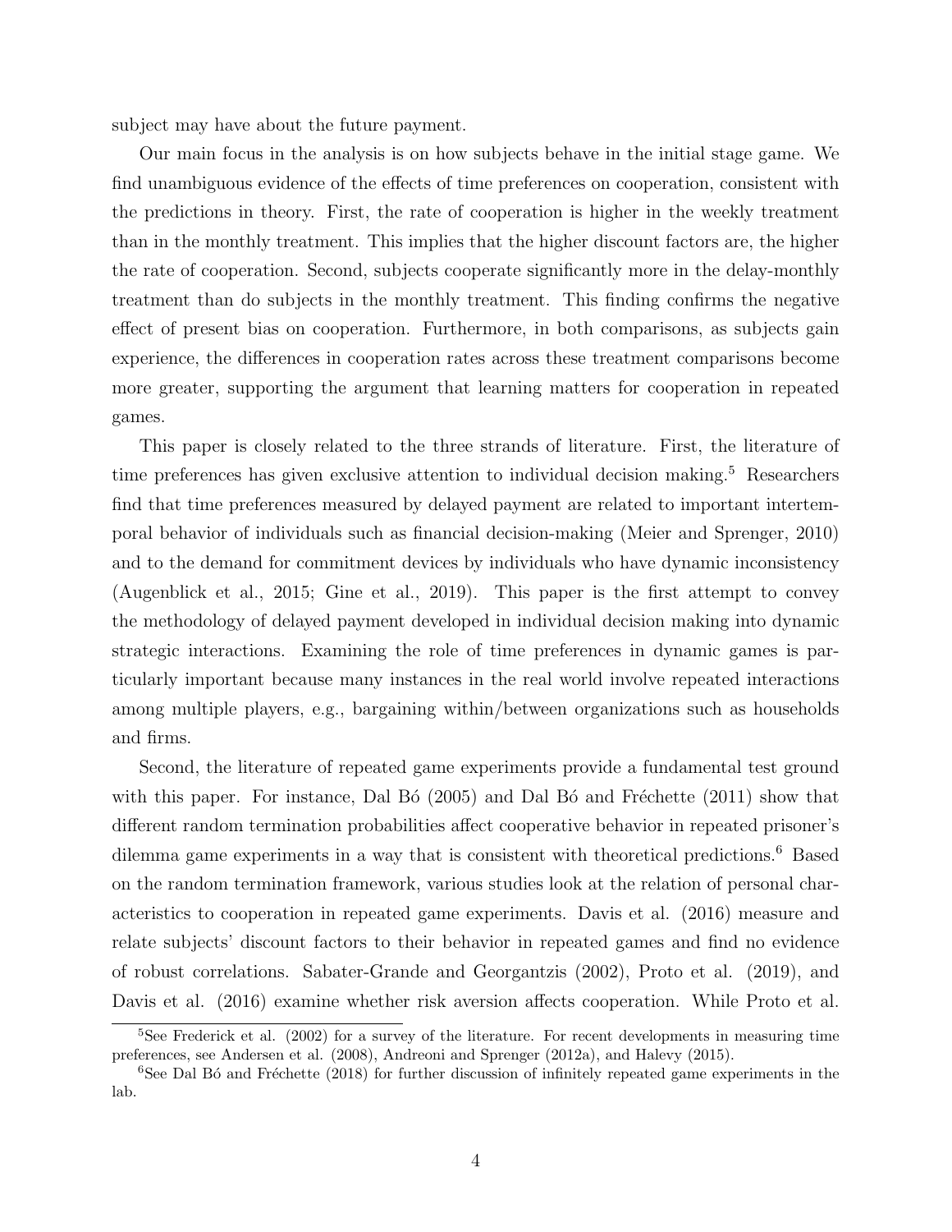subject may have about the future payment.

Our main focus in the analysis is on how subjects behave in the initial stage game. We find unambiguous evidence of the effects of time preferences on cooperation, consistent with the predictions in theory. First, the rate of cooperation is higher in the weekly treatment than in the monthly treatment. This implies that the higher discount factors are, the higher the rate of cooperation. Second, subjects cooperate significantly more in the delay-monthly treatment than do subjects in the monthly treatment. This finding confirms the negative effect of present bias on cooperation. Furthermore, in both comparisons, as subjects gain experience, the differences in cooperation rates across these treatment comparisons become more greater, supporting the argument that learning matters for cooperation in repeated games.

This paper is closely related to the three strands of literature. First, the literature of time preferences has given exclusive attention to individual decision making.[5] Researchers find that time preferences measured by delayed payment are related to important intertemporal behavior of individuals such as financial decision-making (Meier and Sprenger, 2010) and to the demand for commitment devices by individuals who have dynamic inconsistency (Augenblick et al., 2015; Gine et al., 2019). This paper is the first attempt to convey the methodology of delayed payment developed in individual decision making into dynamic strategic interactions. Examining the role of time preferences in dynamic games is particularly important because many instances in the real world involve repeated interactions among multiple players, e.g., bargaining within/between organizations such as households and firms.

Second, the literature of repeated game experiments provide a fundamental test ground with this paper. For instance, Dal Bó (2005) and Dal Bó and Fréchette (2011) show that different random termination probabilities affect cooperative behavior in repeated prisoner's dilemma game experiments in a way that is consistent with theoretical predictions.[6] Based on the random termination framework, various studies look at the relation of personal characteristics to cooperation in repeated game experiments. Davis et al. (2016) measure and relate subjects' discount factors to their behavior in repeated games and find no evidence of robust correlations. Sabater-Grande and Georgantzis (2002), Proto et al. (2019), and Davis et al. (2016) examine whether risk aversion affects cooperation. While Proto et al.

[5] See Frederick et al. (2002) for a survey of the literature. For recent developments in measuring time preferences, see Andersen et al. (2008), Andreoni and Sprenger (2012a), and Halevy (2015).

[6] See Dal Bó and Fréchette (2018) for further discussion of infinitely repeated game experiments in the lab.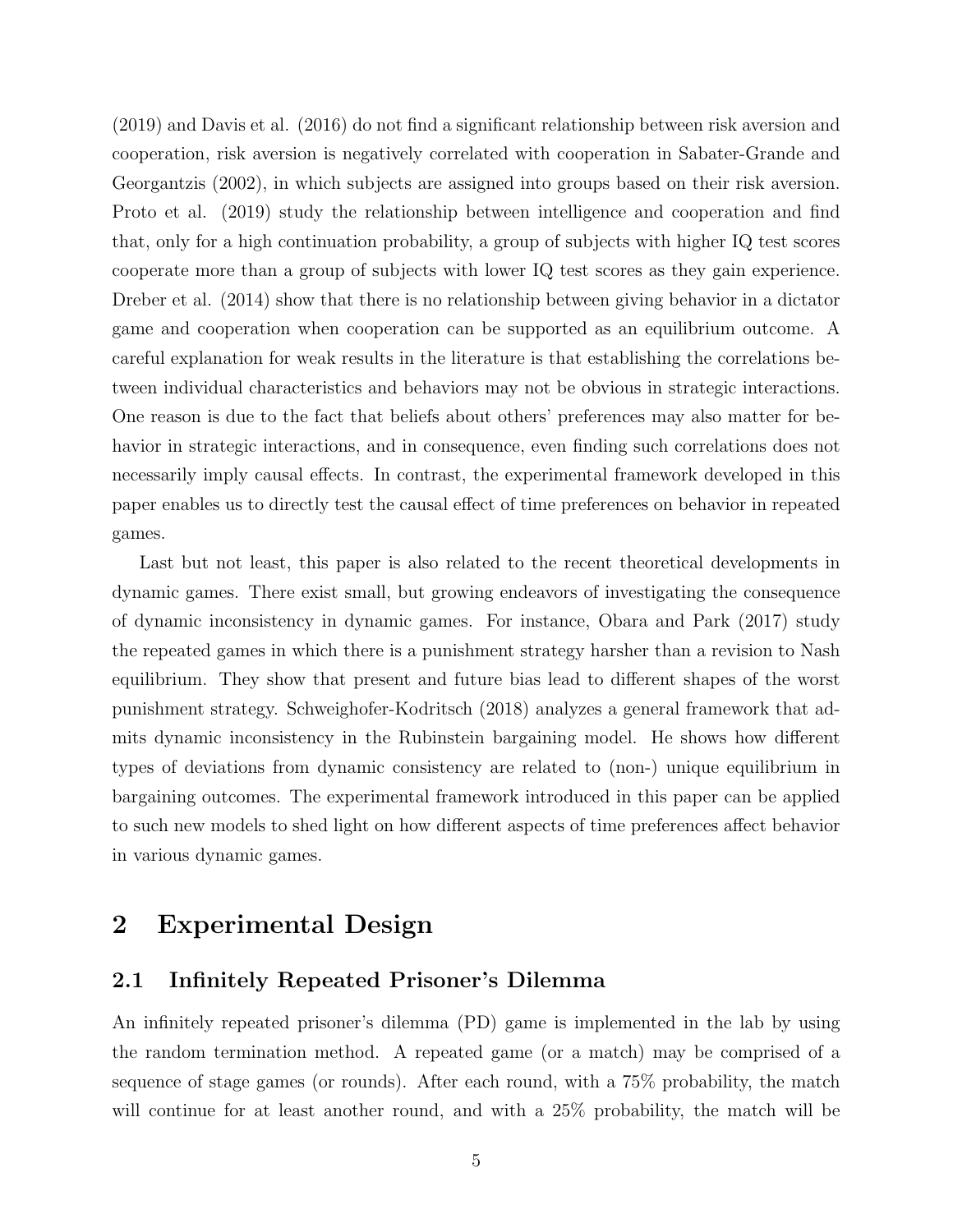(2019) and Davis et al. (2016) do not find a significant relationship between risk aversion and cooperation, risk aversion is negatively correlated with cooperation in Sabater-Grande and Georgantzis (2002), in which subjects are assigned into groups based on their risk aversion. Proto et al. (2019) study the relationship between intelligence and cooperation and find that, only for a high continuation probability, a group of subjects with higher IQ test scores cooperate more than a group of subjects with lower IQ test scores as they gain experience. Dreber et al. (2014) show that there is no relationship between giving behavior in a dictator game and cooperation when cooperation can be supported as an equilibrium outcome. A careful explanation for weak results in the literature is that establishing the correlations between individual characteristics and behaviors may not be obvious in strategic interactions. One reason is due to the fact that beliefs about others' preferences may also matter for behavior in strategic interactions, and in consequence, even finding such correlations does not necessarily imply causal effects. In contrast, the experimental framework developed in this paper enables us to directly test the causal effect of time preferences on behavior in repeated games.

Last but not least, this paper is also related to the recent theoretical developments in dynamic games. There exist small, but growing endeavors of investigating the consequence of dynamic inconsistency in dynamic games. For instance, Obara and Park (2017) study the repeated games in which there is a punishment strategy harsher than a revision to Nash equilibrium. They show that present and future bias lead to different shapes of the worst punishment strategy. Schweighofer-Kodritsch (2018) analyzes a general framework that admits dynamic inconsistency in the Rubinstein bargaining model. He shows how different types of deviations from dynamic consistency are related to (non-) unique equilibrium in bargaining outcomes. The experimental framework introduced in this paper can be applied to such new models to shed light on how different aspects of time preferences affect behavior in various dynamic games.

## 2 Experimental Design

### 2.1 Infinitely Repeated Prisoner's Dilemma

An infinitely repeated prisoner's dilemma (PD) game is implemented in the lab by using the random termination method. A repeated game (or a match) may be comprised of a sequence of stage games (or rounds). After each round, with a 75% probability, the match will continue for at least another round, and with a 25% probability, the match will be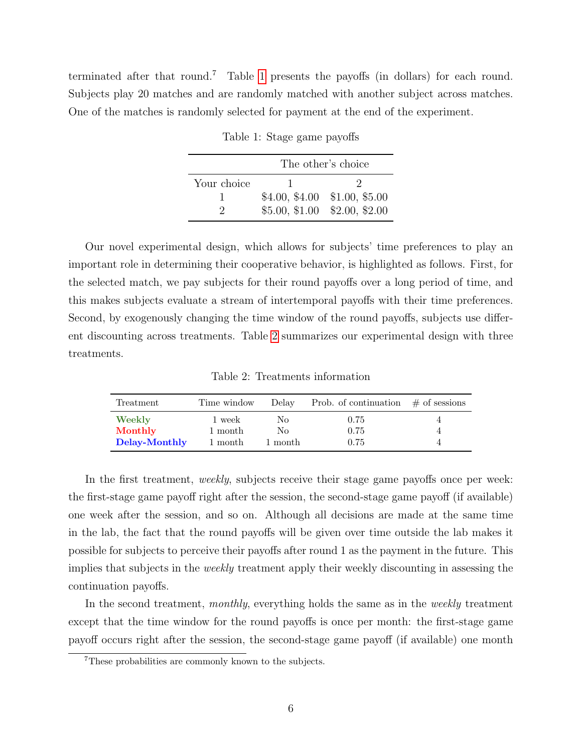terminated after that round.[7] Table 1 presents the payoffs (in dollars) for each round. Subjects play 20 matches and are randomly matched with another subject across matches. One of the matches is randomly selected for payment at the end of the experiment.

Table 1: Stage game payoffs

| | The other's choice | |
|---|---|---|
| Your choice | 1 | 2 |
| 1 | \$4.00, \$4.00 | \$1.00, \$5.00 |
| 2 | \$5.00, \$1.00 | \$2.00, \$2.00 |

Our novel experimental design, which allows for subjects' time preferences to play an important role in determining their cooperative behavior, is highlighted as follows. First, for the selected match, we pay subjects for their round payoffs over a long period of time, and this makes subjects evaluate a stream of intertemporal payoffs with their time preferences. Second, by exogenously changing the time window of the round payoffs, subjects use different discounting across treatments. Table 2 summarizes our experimental design with three treatments.

Table 2: Treatments information

| Treatment | Time window | Delay | Prob. of continuation | # of sessions |
|---|---|---|---|---|
| **Weekly** | 1 week | No | 0.75 | 4 |
| **Monthly** | 1 month | No | 0.75 | 4 |
| **Delay-Monthly** | 1 month | 1 month | 0.75 | 4 |

In the first treatment, *weekly*, subjects receive their stage game payoffs once per week: the first-stage game payoff right after the session, the second-stage game payoff (if available) one week after the session, and so on. Although all decisions are made at the same time in the lab, the fact that the round payoffs will be given over time outside the lab makes it possible for subjects to perceive their payoffs after round 1 as the payment in the future. This implies that subjects in the *weekly* treatment apply their weekly discounting in assessing the continuation payoffs.

In the second treatment, *monthly*, everything holds the same as in the *weekly* treatment except that the time window for the round payoffs is once per month: the first-stage game payoff occurs right after the session, the second-stage game payoff (if available) one month

[7] These probabilities are commonly known to the subjects.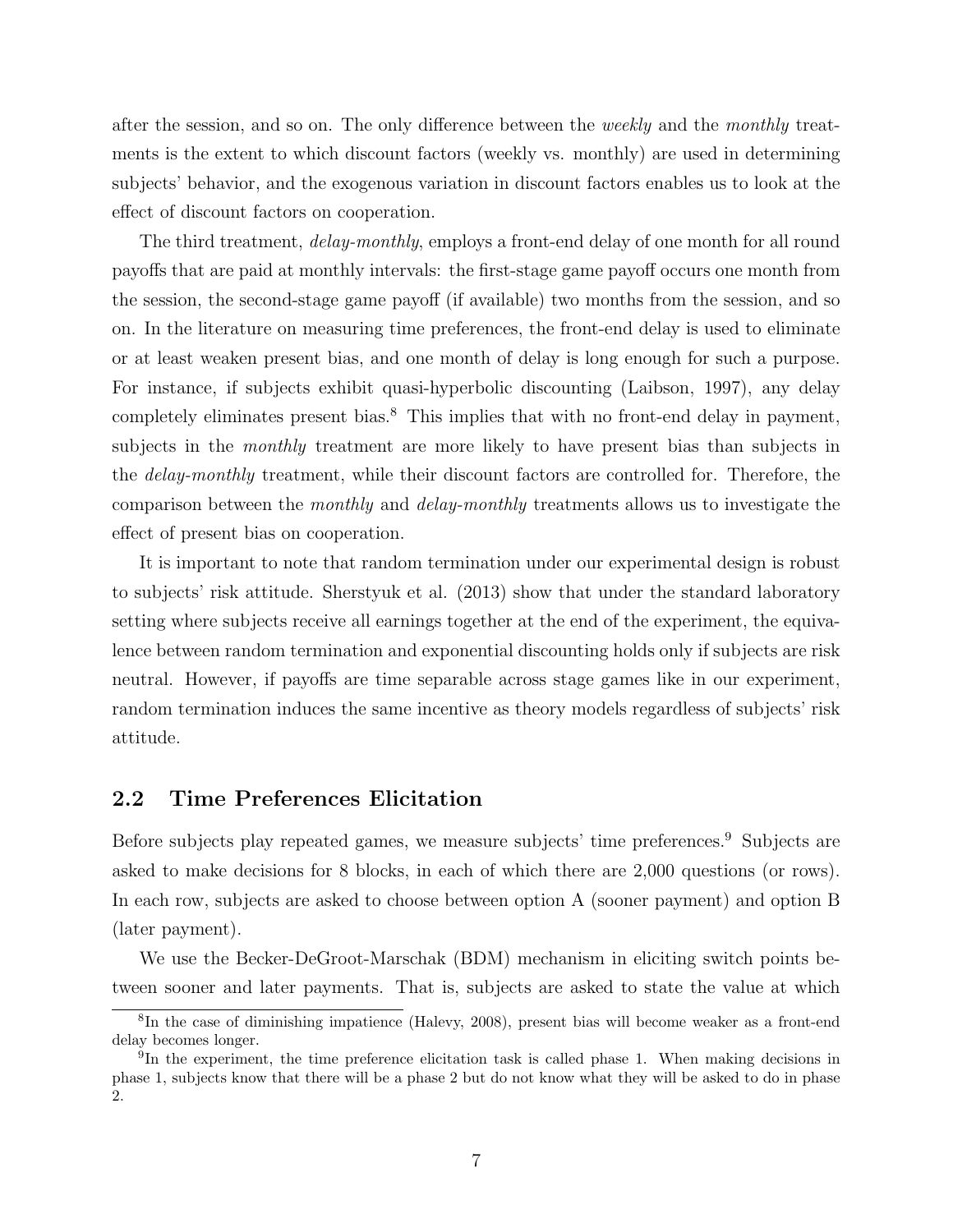after the session, and so on. The only difference between the *weekly* and the *monthly* treatments is the extent to which discount factors (weekly vs. monthly) are used in determining subjects' behavior, and the exogenous variation in discount factors enables us to look at the effect of discount factors on cooperation.

The third treatment, *delay-monthly*, employs a front-end delay of one month for all round payoffs that are paid at monthly intervals: the first-stage game payoff occurs one month from the session, the second-stage game payoff (if available) two months from the session, and so on. In the literature on measuring time preferences, the front-end delay is used to eliminate or at least weaken present bias, and one month of delay is long enough for such a purpose. For instance, if subjects exhibit quasi-hyperbolic discounting (Laibson, 1997), any delay completely eliminates present bias.[8] This implies that with no front-end delay in payment, subjects in the *monthly* treatment are more likely to have present bias than subjects in the *delay-monthly* treatment, while their discount factors are controlled for. Therefore, the comparison between the *monthly* and *delay-monthly* treatments allows us to investigate the effect of present bias on cooperation.

It is important to note that random termination under our experimental design is robust to subjects' risk attitude. Sherstyuk et al. (2013) show that under the standard laboratory setting where subjects receive all earnings together at the end of the experiment, the equivalence between random termination and exponential discounting holds only if subjects are risk neutral. However, if payoffs are time separable across stage games like in our experiment, random termination induces the same incentive as theory models regardless of subjects' risk attitude.

## 2.2 Time Preferences Elicitation

Before subjects play repeated games, we measure subjects' time preferences.[9] Subjects are asked to make decisions for 8 blocks, in each of which there are 2,000 questions (or rows). In each row, subjects are asked to choose between option A (sooner payment) and option B (later payment).

We use the Becker-DeGroot-Marschak (BDM) mechanism in eliciting switch points between sooner and later payments. That is, subjects are asked to state the value at which

[8] In the case of diminishing impatience (Halevy, 2008), present bias will become weaker as a front-end delay becomes longer.

[9] In the experiment, the time preference elicitation task is called phase 1. When making decisions in phase 1, subjects know that there will be a phase 2 but do not know what they will be asked to do in phase 2.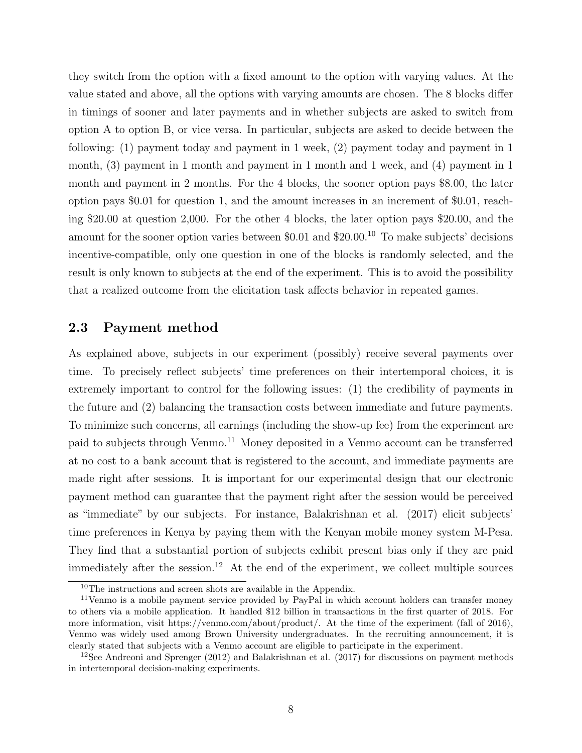they switch from the option with a fixed amount to the option with varying values. At the value stated and above, all the options with varying amounts are chosen. The 8 blocks differ in timings of sooner and later payments and in whether subjects are asked to switch from option A to option B, or vice versa. In particular, subjects are asked to decide between the following: (1) payment today and payment in 1 week, (2) payment today and payment in 1 month, (3) payment in 1 month and payment in 1 month and 1 week, and (4) payment in 1 month and payment in 2 months. For the 4 blocks, the sooner option pays \$8.00, the later option pays \$0.01 for question 1, and the amount increases in an increment of \$0.01, reaching \$20.00 at question 2,000. For the other 4 blocks, the later option pays \$20.00, and the amount for the sooner option varies between \$0.01 and \$20.00.[10] To make subjects' decisions incentive-compatible, only one question in one of the blocks is randomly selected, and the result is only known to subjects at the end of the experiment. This is to avoid the possibility that a realized outcome from the elicitation task affects behavior in repeated games.

### 2.3 Payment method

As explained above, subjects in our experiment (possibly) receive several payments over time. To precisely reflect subjects' time preferences on their intertemporal choices, it is extremely important to control for the following issues: (1) the credibility of payments in the future and (2) balancing the transaction costs between immediate and future payments. To minimize such concerns, all earnings (including the show-up fee) from the experiment are paid to subjects through Venmo.[11] Money deposited in a Venmo account can be transferred at no cost to a bank account that is registered to the account, and immediate payments are made right after sessions. It is important for our experimental design that our electronic payment method can guarantee that the payment right after the session would be perceived as "immediate" by our subjects. For instance, Balakrishnan et al. (2017) elicit subjects' time preferences in Kenya by paying them with the Kenyan mobile money system M-Pesa. They find that a substantial portion of subjects exhibit present bias only if they are paid immediately after the session.[12] At the end of the experiment, we collect multiple sources

[10] The instructions and screen shots are available in the Appendix.

[11] Venmo is a mobile payment service provided by PayPal in which account holders can transfer money to others via a mobile application. It handled \$12 billion in transactions in the first quarter of 2018. For more information, visit https://venmo.com/about/product/. At the time of the experiment (fall of 2016), Venmo was widely used among Brown University undergraduates. In the recruiting announcement, it is clearly stated that subjects with a Venmo account are eligible to participate in the experiment.

[12] See Andreoni and Sprenger (2012) and Balakrishnan et al. (2017) for discussions on payment methods in intertemporal decision-making experiments.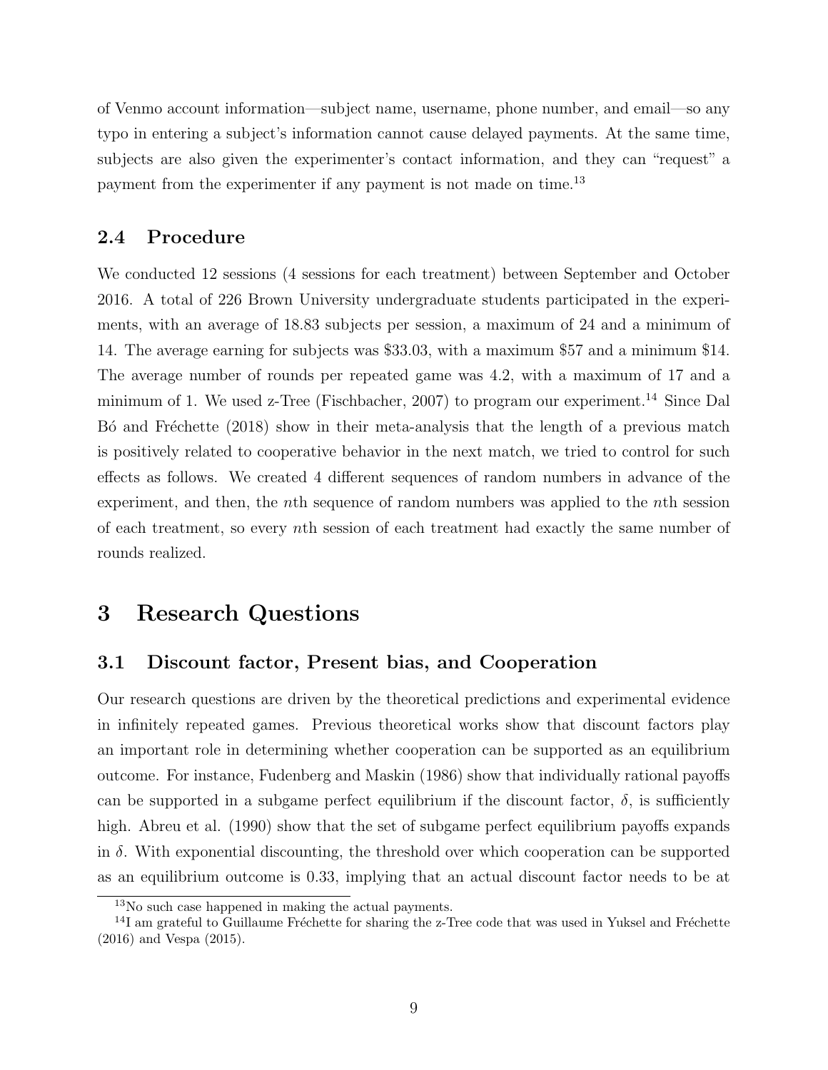of Venmo account information—subject name, username, phone number, and email—so any typo in entering a subject's information cannot cause delayed payments. At the same time, subjects are also given the experimenter's contact information, and they can "request" a payment from the experimenter if any payment is not made on time.[13]

## 2.4 Procedure

We conducted 12 sessions (4 sessions for each treatment) between September and October 2016. A total of 226 Brown University undergraduate students participated in the experiments, with an average of 18.83 subjects per session, a maximum of 24 and a minimum of 14. The average earning for subjects was $33.03, with a maximum $57 and a minimum $14. The average number of rounds per repeated game was 4.2, with a maximum of 17 and a minimum of 1. We used z-Tree (Fischbacher, 2007) to program our experiment.[14] Since Dal Bó and Fréchette (2018) show in their meta-analysis that the length of a previous match is positively related to cooperative behavior in the next match, we tried to control for such effects as follows. We created 4 different sequences of random numbers in advance of the experiment, and then, the $n$th sequence of random numbers was applied to the $n$th session of each treatment, so every $n$th session of each treatment had exactly the same number of rounds realized.

# 3 Research Questions

## 3.1 Discount factor, Present bias, and Cooperation

Our research questions are driven by the theoretical predictions and experimental evidence in infinitely repeated games. Previous theoretical works show that discount factors play an important role in determining whether cooperation can be supported as an equilibrium outcome. For instance, Fudenberg and Maskin (1986) show that individually rational payoffs can be supported in a subgame perfect equilibrium if the discount factor, $\delta$, is sufficiently high. Abreu et al. (1990) show that the set of subgame perfect equilibrium payoffs expands in $\delta$. With exponential discounting, the threshold over which cooperation can be supported as an equilibrium outcome is 0.33, implying that an actual discount factor needs to be at

[13] No such case happened in making the actual payments.

[14] I am grateful to Guillaume Fréchette for sharing the z-Tree code that was used in Yuksel and Fréchette (2016) and Vespa (2015).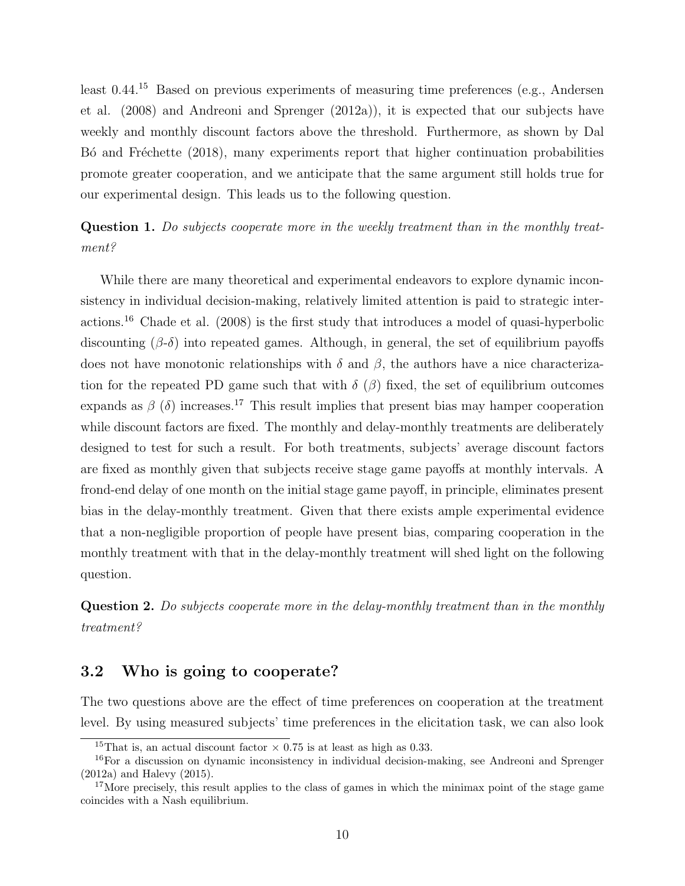least 0.44.[15] Based on previous experiments of measuring time preferences (e.g., Andersen et al. (2008) and Andreoni and Sprenger (2012a)), it is expected that our subjects have weekly and monthly discount factors above the threshold. Furthermore, as shown by Dal Bó and Fréchette (2018), many experiments report that higher continuation probabilities promote greater cooperation, and we anticipate that the same argument still holds true for our experimental design. This leads us to the following question.

**Question 1.** *Do subjects cooperate more in the weekly treatment than in the monthly treatment?*

While there are many theoretical and experimental endeavors to explore dynamic inconsistency in individual decision-making, relatively limited attention is paid to strategic interactions.[16] Chade et al. (2008) is the first study that introduces a model of quasi-hyperbolic discounting ($\beta$-$\delta$) into repeated games. Although, in general, the set of equilibrium payoffs does not have monotonic relationships with $\delta$ and $\beta$, the authors have a nice characterization for the repeated PD game such that with $\delta$ ($\beta$) fixed, the set of equilibrium outcomes expands as $\beta$ ($\delta$) increases.[17] This result implies that present bias may hamper cooperation while discount factors are fixed. The monthly and delay-monthly treatments are deliberately designed to test for such a result. For both treatments, subjects' average discount factors are fixed as monthly given that subjects receive stage game payoffs at monthly intervals. A frond-end delay of one month on the initial stage game payoff, in principle, eliminates present bias in the delay-monthly treatment. Given that there exists ample experimental evidence that a non-negligible proportion of people have present bias, comparing cooperation in the monthly treatment with that in the delay-monthly treatment will shed light on the following question.

**Question 2.** *Do subjects cooperate more in the delay-monthly treatment than in the monthly treatment?*

### 3.2 Who is going to cooperate?

The two questions above are the effect of time preferences on cooperation at the treatment level. By using measured subjects' time preferences in the elicitation task, we can also look

---

[15] That is, an actual discount factor $\times$ 0.75 is at least as high as 0.33.

[16] For a discussion on dynamic inconsistency in individual decision-making, see Andreoni and Sprenger (2012a) and Halevy (2015).

[17] More precisely, this result applies to the class of games in which the minimax point of the stage game coincides with a Nash equilibrium.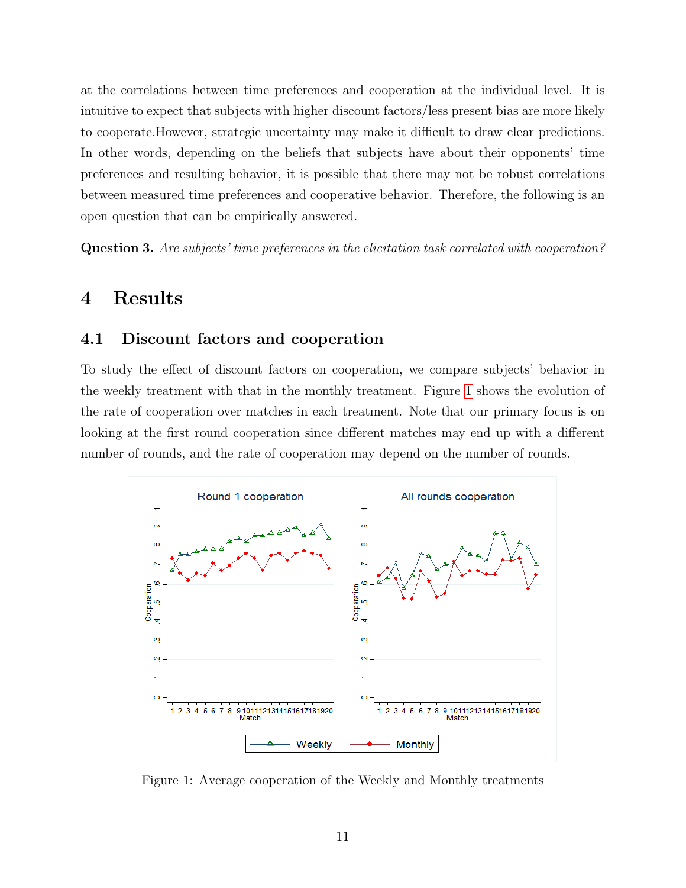at the correlations between time preferences and cooperation at the individual level. It is intuitive to expect that subjects with higher discount factors/less present bias are more likely to cooperate.However, strategic uncertainty may make it difficult to draw clear predictions. In other words, depending on the beliefs that subjects have about their opponents' time preferences and resulting behavior, it is possible that there may not be robust correlations between measured time preferences and cooperative behavior. Therefore, the following is an open question that can be empirically answered.

**Question 3.** *Are subjects' time preferences in the elicitation task correlated with cooperation?*

# 4 Results

## 4.1 Discount factors and cooperation

To study the effect of discount factors on cooperation, we compare subjects' behavior in the weekly treatment with that in the monthly treatment. Figure 1 shows the evolution of the rate of cooperation over matches in each treatment. Note that our primary focus is on looking at the first round cooperation since different matches may end up with a different number of rounds, and the rate of cooperation may depend on the number of rounds.

Figure 1: Average cooperation of the Weekly and Monthly treatments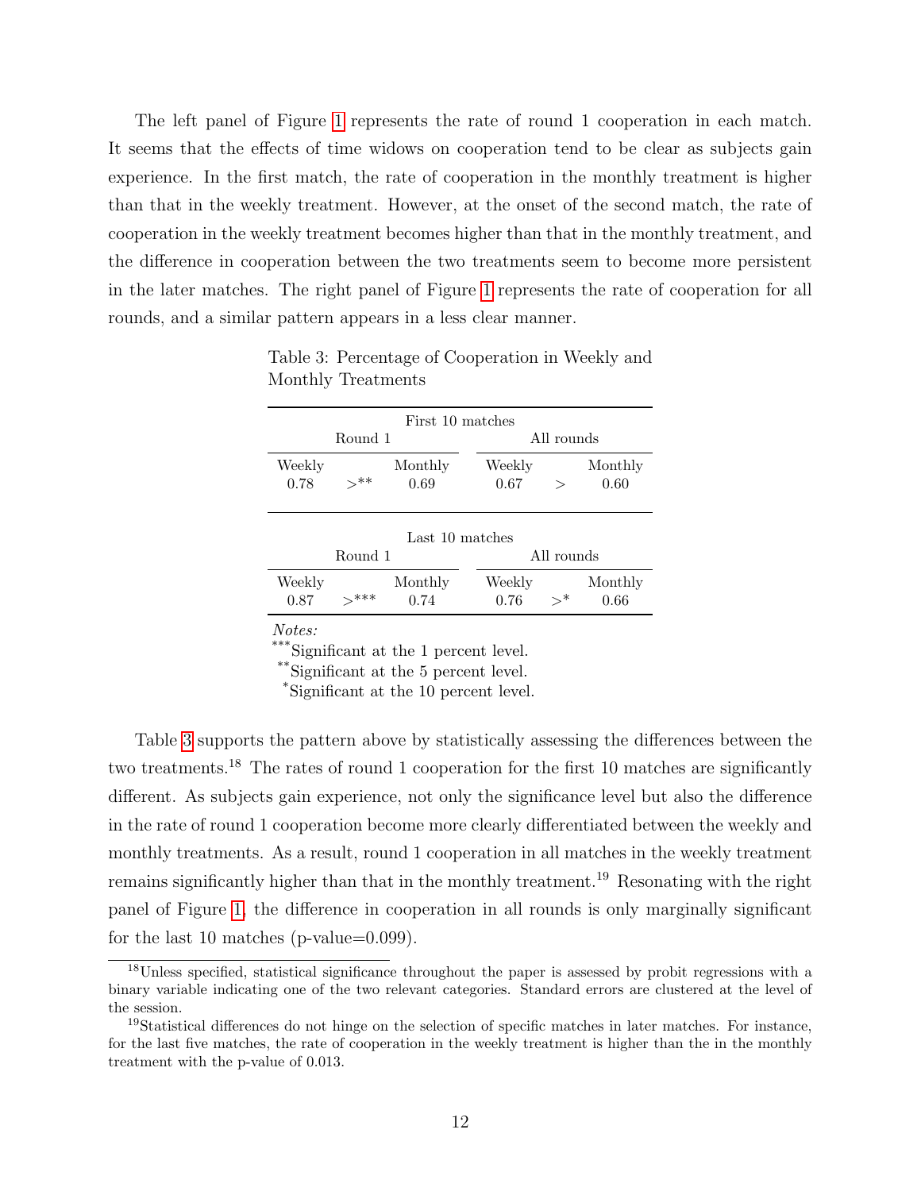The left panel of Figure 1 represents the rate of round 1 cooperation in each match. It seems that the effects of time widows on cooperation tend to be clear as subjects gain experience. In the first match, the rate of cooperation in the monthly treatment is higher than that in the weekly treatment. However, at the onset of the second match, the rate of cooperation in the weekly treatment becomes higher than that in the monthly treatment, and the difference in cooperation between the two treatments seem to become more persistent in the later matches. The right panel of Figure 1 represents the rate of cooperation for all rounds, and a similar pattern appears in a less clear manner.

Table 3: Percentage of Cooperation in Weekly and Monthly Treatments

| First 10 matches | | | | | |
|---|---|---|---|---|---|
| Round 1 | | | All rounds | | |
| Weekly | | Monthly | Weekly | | Monthly |
| 0.78 | $>^{**}$ | 0.69 | 0.67 | $>$ | 0.60 |

| Last 10 matches | | | | | |
|---|---|---|---|---|---|
| Round 1 | | | All rounds | | |
| Weekly | | Monthly | Weekly | | Monthly |
| 0.87 | $>^{***}$ | 0.74 | 0.76 | $>^{*}$ | 0.66 |

*Notes:*
***Significant at the 1 percent level.
**Significant at the 5 percent level.
*Significant at the 10 percent level.

Table 3 supports the pattern above by statistically assessing the differences between the two treatments.[18] The rates of round 1 cooperation for the first 10 matches are significantly different. As subjects gain experience, not only the significance level but also the difference in the rate of round 1 cooperation become more clearly differentiated between the weekly and monthly treatments. As a result, round 1 cooperation in all matches in the weekly treatment remains significantly higher than that in the monthly treatment.[19] Resonating with the right panel of Figure 1, the difference in cooperation in all rounds is only marginally significant for the last 10 matches (p-value=0.099).

[18] Unless specified, statistical significance throughout the paper is assessed by probit regressions with a binary variable indicating one of the two relevant categories. Standard errors are clustered at the level of the session.

[19] Statistical differences do not hinge on the selection of specific matches in later matches. For instance, for the last five matches, the rate of cooperation in the weekly treatment is higher than the in the monthly treatment with the p-value of 0.013.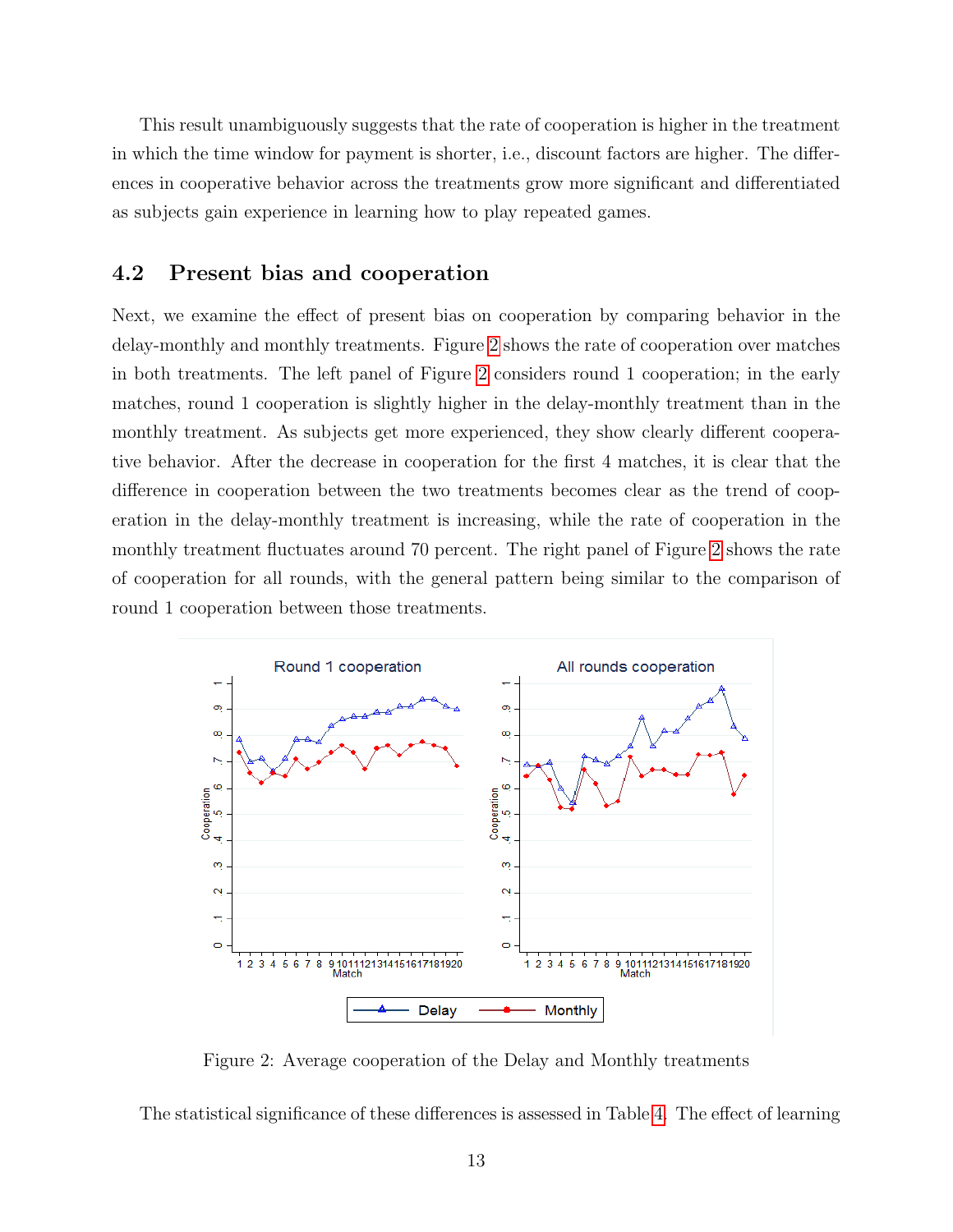This result unambiguously suggests that the rate of cooperation is higher in the treatment in which the time window for payment is shorter, i.e., discount factors are higher. The differences in cooperative behavior across the treatments grow more significant and differentiated as subjects gain experience in learning how to play repeated games.

## 4.2 Present bias and cooperation

Next, we examine the effect of present bias on cooperation by comparing behavior in the delay-monthly and monthly treatments. Figure 2 shows the rate of cooperation over matches in both treatments. The left panel of Figure 2 considers round 1 cooperation; in the early matches, round 1 cooperation is slightly higher in the delay-monthly treatment than in the monthly treatment. As subjects get more experienced, they show clearly different cooperative behavior. After the decrease in cooperation for the first 4 matches, it is clear that the difference in cooperation between the two treatments becomes clear as the trend of cooperation in the delay-monthly treatment is increasing, while the rate of cooperation in the monthly treatment fluctuates around 70 percent. The right panel of Figure 2 shows the rate of cooperation for all rounds, with the general pattern being similar to the comparison of round 1 cooperation between those treatments.

Figure 2: Average cooperation of the Delay and Monthly treatments

The statistical significance of these differences is assessed in Table 4. The effect of learning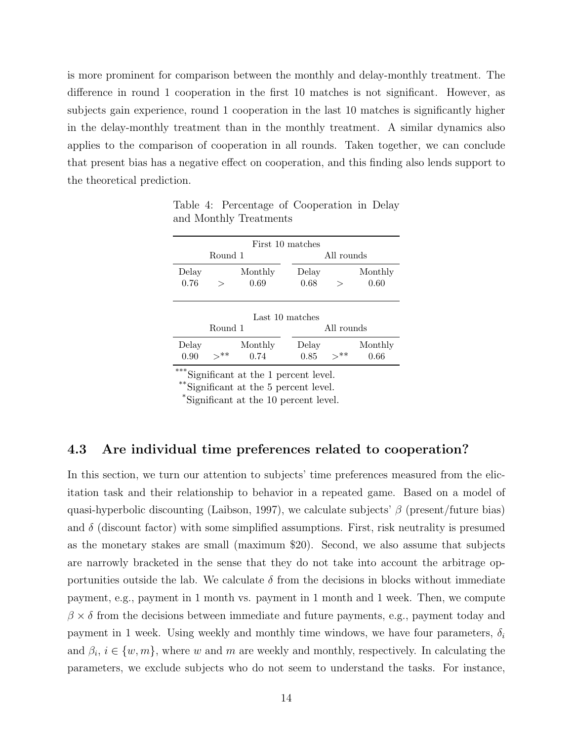is more prominent for comparison between the monthly and delay-monthly treatment. The difference in round 1 cooperation in the first 10 matches is not significant. However, as subjects gain experience, round 1 cooperation in the last 10 matches is significantly higher in the delay-monthly treatment than in the monthly treatment. A similar dynamics also applies to the comparison of cooperation in all rounds. Taken together, we can conclude that present bias has a negative effect on cooperation, and this finding also lends support to the theoretical prediction.

Table 4: Percentage of Cooperation in Delay and Monthly Treatments

| First 10 matches | | | | | |
|---|---|---|---|---|---|
| Round 1 | | | All rounds | | |
| Delay | | Monthly | Delay | | Monthly |
| 0.76 | > | 0.69 | 0.68 | > | 0.60 |

| Last 10 matches | | | | | |
|---|---|---|---|---|---|
| Round 1 | | | All rounds | | |
| Delay | | Monthly | Delay | | Monthly |
| 0.90 | >** | 0.74 | 0.85 | >** | 0.66 |

***Significant at the 1 percent level.
**Significant at the 5 percent level.
*Significant at the 10 percent level.

### 4.3 Are individual time preferences related to cooperation?

In this section, we turn our attention to subjects' time preferences measured from the elicitation task and their relationship to behavior in a repeated game. Based on a model of quasi-hyperbolic discounting (Laibson, 1997), we calculate subjects' $\beta$ (present/future bias) and $\delta$ (discount factor) with some simplified assumptions. First, risk neutrality is presumed as the monetary stakes are small (maximum \$20). Second, we also assume that subjects are narrowly bracketed in the sense that they do not take into account the arbitrage opportunities outside the lab. We calculate $\delta$ from the decisions in blocks without immediate payment, e.g., payment in 1 month vs. payment in 1 month and 1 week. Then, we compute $\beta \times \delta$ from the decisions between immediate and future payments, e.g., payment today and payment in 1 week. Using weekly and monthly time windows, we have four parameters, $\delta_i$ and $\beta_i$, $i \in \{w, m\}$, where $w$ and $m$ are weekly and monthly, respectively. In calculating the parameters, we exclude subjects who do not seem to understand the tasks. For instance,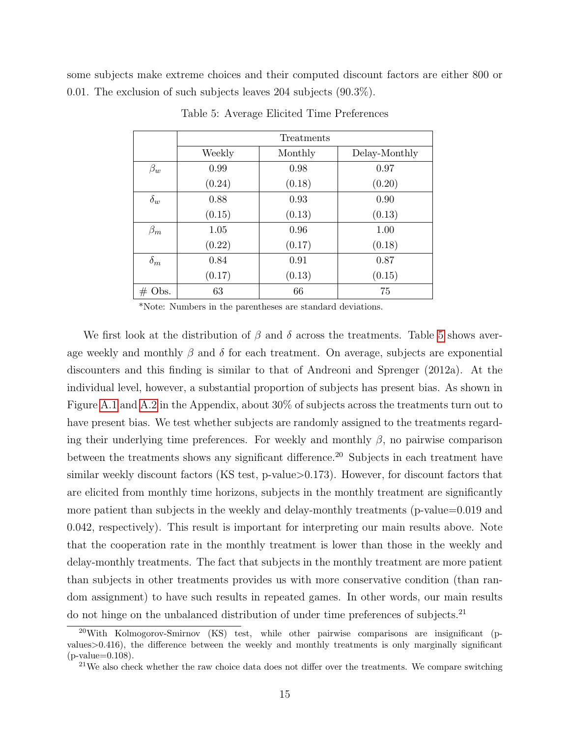some subjects make extreme choices and their computed discount factors are either 800 or 0.01. The exclusion of such subjects leaves 204 subjects (90.3%).

Table 5: Average Elicited Time Preferences

| | Treatments | | |
|---|---|---|---|
| | Weekly | Monthly | Delay-Monthly |
| $\beta_w$ | 0.99 | 0.98 | 0.97 |
| | (0.24) | (0.18) | (0.20) |
| $\delta_w$ | 0.88 | 0.93 | 0.90 |
| | (0.15) | (0.13) | (0.13) |
| $\beta_m$ | 1.05 | 0.96 | 1.00 |
| | (0.22) | (0.17) | (0.18) |
| $\delta_m$ | 0.84 | 0.91 | 0.87 |
| | (0.17) | (0.13) | (0.15) |
| # Obs. | 63 | 66 | 75 |

*Note: Numbers in the parentheses are standard deviations.

We first look at the distribution of $\beta$ and $\delta$ across the treatments. Table 5 shows average weekly and monthly $\beta$ and $\delta$ for each treatment. On average, subjects are exponential discounters and this finding is similar to that of Andreoni and Sprenger (2012a). At the individual level, however, a substantial proportion of subjects has present bias. As shown in Figure A.1 and A.2 in the Appendix, about 30% of subjects across the treatments turn out to have present bias. We test whether subjects are randomly assigned to the treatments regarding their underlying time preferences. For weekly and monthly $\beta$, no pairwise comparison between the treatments shows any significant difference.[20] Subjects in each treatment have similar weekly discount factors (KS test, p-value>0.173). However, for discount factors that are elicited from monthly time horizons, subjects in the monthly treatment are significantly more patient than subjects in the weekly and delay-monthly treatments (p-value=0.019 and 0.042, respectively). This result is important for interpreting our main results above. Note that the cooperation rate in the monthly treatment is lower than those in the weekly and delay-monthly treatments. The fact that subjects in the monthly treatment are more patient than subjects in other treatments provides us with more conservative condition (than random assignment) to have such results in repeated games. In other words, our main results do not hinge on the unbalanced distribution of under time preferences of subjects.[21]

[20] With Kolmogorov-Smirnov (KS) test, while other pairwise comparisons are insignificant (p-values>0.416), the difference between the weekly and monthly treatments is only marginally significant (p-value=0.108).

[21] We also check whether the raw choice data does not differ over the treatments. We compare switching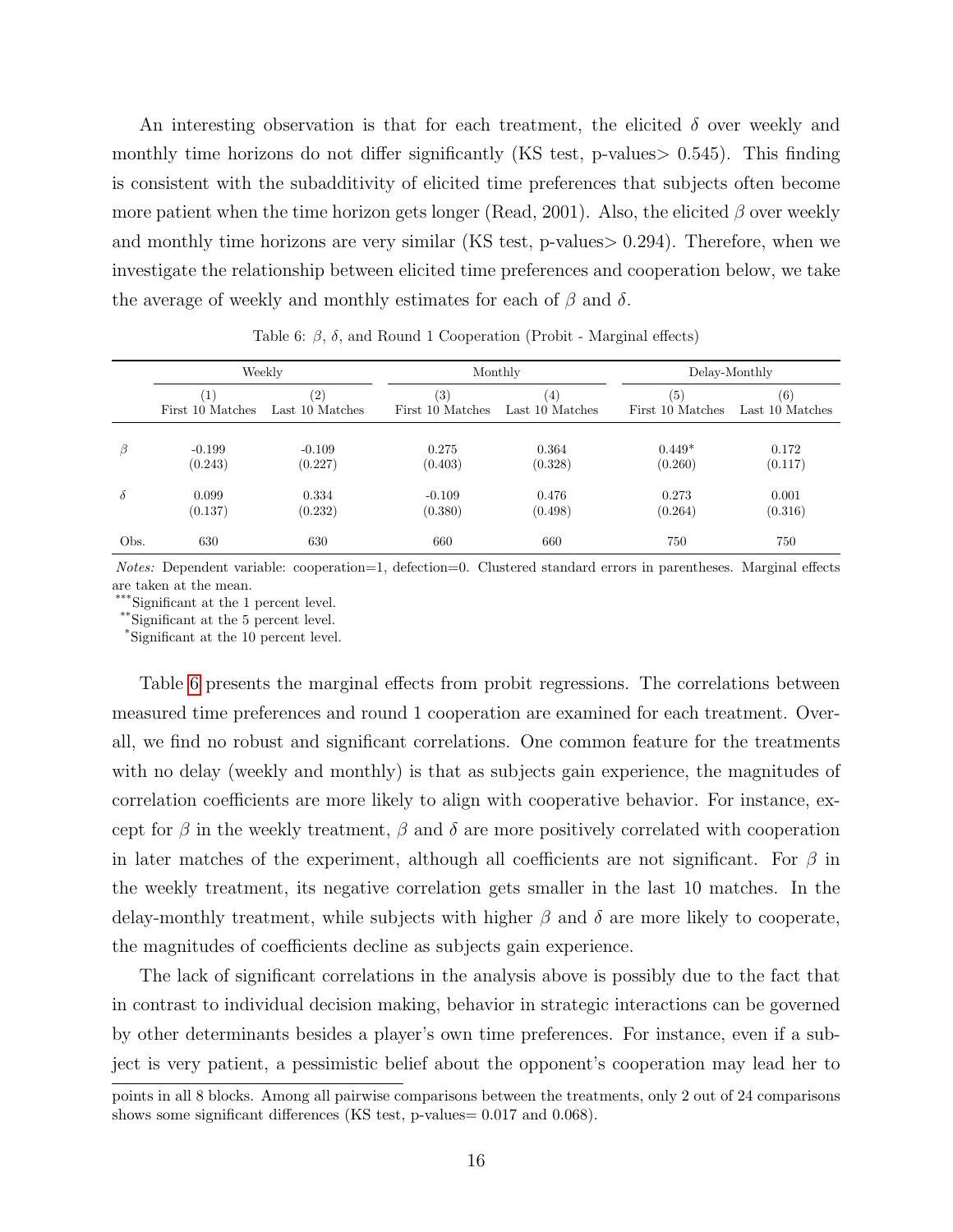An interesting observation is that for each treatment, the elicited $\delta$ over weekly and monthly time horizons do not differ significantly (KS test, p-values> 0.545). This finding is consistent with the subadditivity of elicited time preferences that subjects often become more patient when the time horizon gets longer (Read, 2001). Also, the elicited $\beta$ over weekly and monthly time horizons are very similar (KS test, p-values> 0.294). Therefore, when we investigate the relationship between elicited time preferences and cooperation below, we take the average of weekly and monthly estimates for each of $\beta$ and $\delta$.

Table 6: $\beta$, $\delta$, and Round 1 Cooperation (Probit - Marginal effects)

| | Weekly | | Monthly | | Delay-Monthly | |
|---|---|---|---|---|---|---|
| | (1) First 10 Matches | (2) Last 10 Matches | (3) First 10 Matches | (4) Last 10 Matches | (5) First 10 Matches | (6) Last 10 Matches |
| $\beta$ | -0.199 | -0.109 | 0.275 | 0.364 | 0.449* | 0.172 |
| | (0.243) | (0.227) | (0.403) | (0.328) | (0.260) | (0.117) |
| $\delta$ | 0.099 | 0.334 | -0.109 | 0.476 | 0.273 | 0.001 |
| | (0.137) | (0.232) | (0.380) | (0.498) | (0.264) | (0.316) |
| Obs. | 630 | 630 | 660 | 660 | 750 | 750 |

*Notes:* Dependent variable: cooperation=1, defection=0. Clustered standard errors in parentheses. Marginal effects are taken at the mean.
***Significant at the 1 percent level.
**Significant at the 5 percent level.
*Significant at the 10 percent level.

Table 6 presents the marginal effects from probit regressions. The correlations between measured time preferences and round 1 cooperation are examined for each treatment. Overall, we find no robust and significant correlations. One common feature for the treatments with no delay (weekly and monthly) is that as subjects gain experience, the magnitudes of correlation coefficients are more likely to align with cooperative behavior. For instance, except for $\beta$ in the weekly treatment, $\beta$ and $\delta$ are more positively correlated with cooperation in later matches of the experiment, although all coefficients are not significant. For $\beta$ in the weekly treatment, its negative correlation gets smaller in the last 10 matches. In the delay-monthly treatment, while subjects with higher $\beta$ and $\delta$ are more likely to cooperate, the magnitudes of coefficients decline as subjects gain experience.

The lack of significant correlations in the analysis above is possibly due to the fact that in contrast to individual decision making, behavior in strategic interactions can be governed by other determinants besides a player's own time preferences. For instance, even if a subject is very patient, a pessimistic belief about the opponent's cooperation may lead her to

points in all 8 blocks. Among all pairwise comparisons between the treatments, only 2 out of 24 comparisons shows some significant differences (KS test, p-values= 0.017 and 0.068).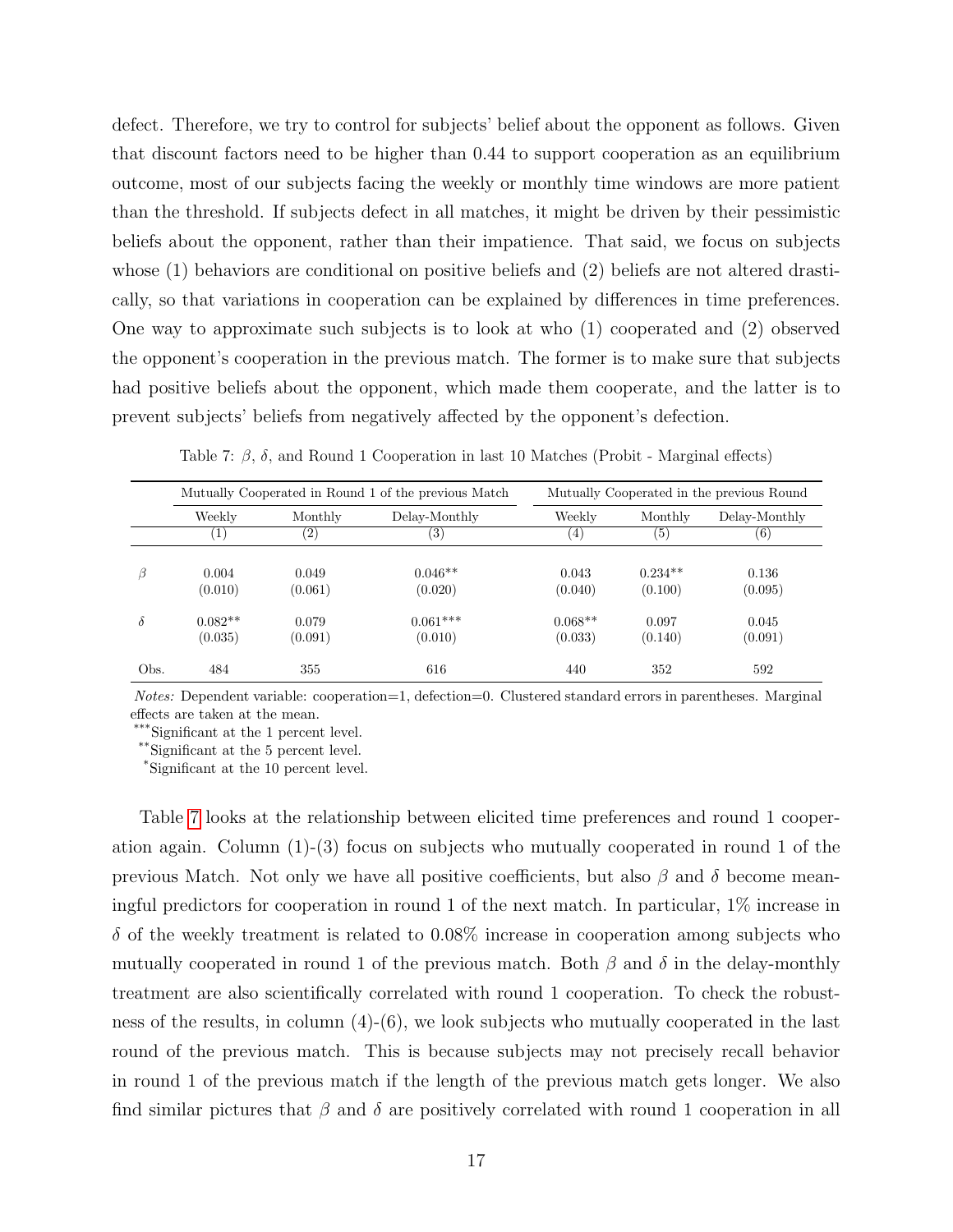defect. Therefore, we try to control for subjects' belief about the opponent as follows. Given that discount factors need to be higher than 0.44 to support cooperation as an equilibrium outcome, most of our subjects facing the weekly or monthly time windows are more patient than the threshold. If subjects defect in all matches, it might be driven by their pessimistic beliefs about the opponent, rather than their impatience. That said, we focus on subjects whose (1) behaviors are conditional on positive beliefs and (2) beliefs are not altered drastically, so that variations in cooperation can be explained by differences in time preferences. One way to approximate such subjects is to look at who (1) cooperated and (2) observed the opponent's cooperation in the previous match. The former is to make sure that subjects had positive beliefs about the opponent, which made them cooperate, and the latter is to prevent subjects' beliefs from negatively affected by the opponent's defection.

Table 7: $\beta$, $\delta$, and Round 1 Cooperation in last 10 Matches (Probit - Marginal effects)

| | Mutually Cooperated in Round 1 of the previous Match | | | Mutually Cooperated in the previous Round | | |
|---|---|---|---|---|---|---|
| | Weekly | Monthly | Delay-Monthly | Weekly | Monthly | Delay-Monthly |
| | (1) | (2) | (3) | (4) | (5) | (6) |
| $\beta$ | 0.004 | 0.049 | 0.046** | 0.043 | 0.234** | 0.136 |
| | (0.010) | (0.061) | (0.020) | (0.040) | (0.100) | (0.095) |
| $\delta$ | 0.082** | 0.079 | 0.061*** | 0.068** | 0.097 | 0.045 |
| | (0.035) | (0.091) | (0.010) | (0.033) | (0.140) | (0.091) |
| Obs. | 484 | 355 | 616 | 440 | 352 | 592 |

*Notes:* Dependent variable: cooperation=1, defection=0. Clustered standard errors in parentheses. Marginal effects are taken at the mean.
***Significant at the 1 percent level.
**Significant at the 5 percent level.
*Significant at the 10 percent level.

Table 7 looks at the relationship between elicited time preferences and round 1 cooperation again. Column (1)-(3) focus on subjects who mutually cooperated in round 1 of the previous Match. Not only we have all positive coefficients, but also $\beta$ and $\delta$ become meaningful predictors for cooperation in round 1 of the next match. In particular, 1% increase in $\delta$ of the weekly treatment is related to 0.08% increase in cooperation among subjects who mutually cooperated in round 1 of the previous match. Both $\beta$ and $\delta$ in the delay-monthly treatment are also scientifically correlated with round 1 cooperation. To check the robustness of the results, in column (4)-(6), we look subjects who mutually cooperated in the last round of the previous match. This is because subjects may not precisely recall behavior in round 1 of the previous match if the length of the previous match gets longer. We also find similar pictures that $\beta$ and $\delta$ are positively correlated with round 1 cooperation in all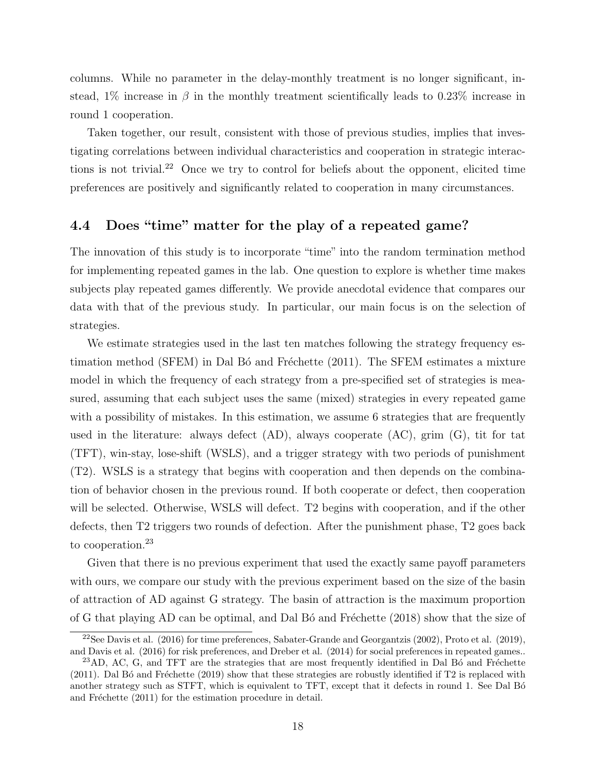columns. While no parameter in the delay-monthly treatment is no longer significant, instead, 1% increase in $\beta$ in the monthly treatment scientifically leads to 0.23% increase in round 1 cooperation.

Taken together, our result, consistent with those of previous studies, implies that investigating correlations between individual characteristics and cooperation in strategic interactions is not trivial.[22] Once we try to control for beliefs about the opponent, elicited time preferences are positively and significantly related to cooperation in many circumstances.

## 4.4 Does "time" matter for the play of a repeated game?

The innovation of this study is to incorporate "time" into the random termination method for implementing repeated games in the lab. One question to explore is whether time makes subjects play repeated games differently. We provide anecdotal evidence that compares our data with that of the previous study. In particular, our main focus is on the selection of strategies.

We estimate strategies used in the last ten matches following the strategy frequency estimation method (SFEM) in Dal Bó and Fréchette (2011). The SFEM estimates a mixture model in which the frequency of each strategy from a pre-specified set of strategies is measured, assuming that each subject uses the same (mixed) strategies in every repeated game with a possibility of mistakes. In this estimation, we assume 6 strategies that are frequently used in the literature: always defect (AD), always cooperate (AC), grim (G), tit for tat (TFT), win-stay, lose-shift (WSLS), and a trigger strategy with two periods of punishment (T2). WSLS is a strategy that begins with cooperation and then depends on the combination of behavior chosen in the previous round. If both cooperate or defect, then cooperation will be selected. Otherwise, WSLS will defect. T2 begins with cooperation, and if the other defects, then T2 triggers two rounds of defection. After the punishment phase, T2 goes back to cooperation.[23]

Given that there is no previous experiment that used the exactly same payoff parameters with ours, we compare our study with the previous experiment based on the size of the basin of attraction of AD against G strategy. The basin of attraction is the maximum proportion of G that playing AD can be optimal, and Dal Bó and Fréchette (2018) show that the size of

[22] See Davis et al. (2016) for time preferences, Sabater-Grande and Georgantzis (2002), Proto et al. (2019), and Davis et al. (2016) for risk preferences, and Dreber et al. (2014) for social preferences in repeated games..

[23] AD, AC, G, and TFT are the strategies that are most frequently identified in Dal Bó and Fréchette (2011). Dal Bó and Fréchette (2019) show that these strategies are robustly identified if T2 is replaced with another strategy such as STFT, which is equivalent to TFT, except that it defects in round 1. See Dal Bó and Fréchette (2011) for the estimation procedure in detail.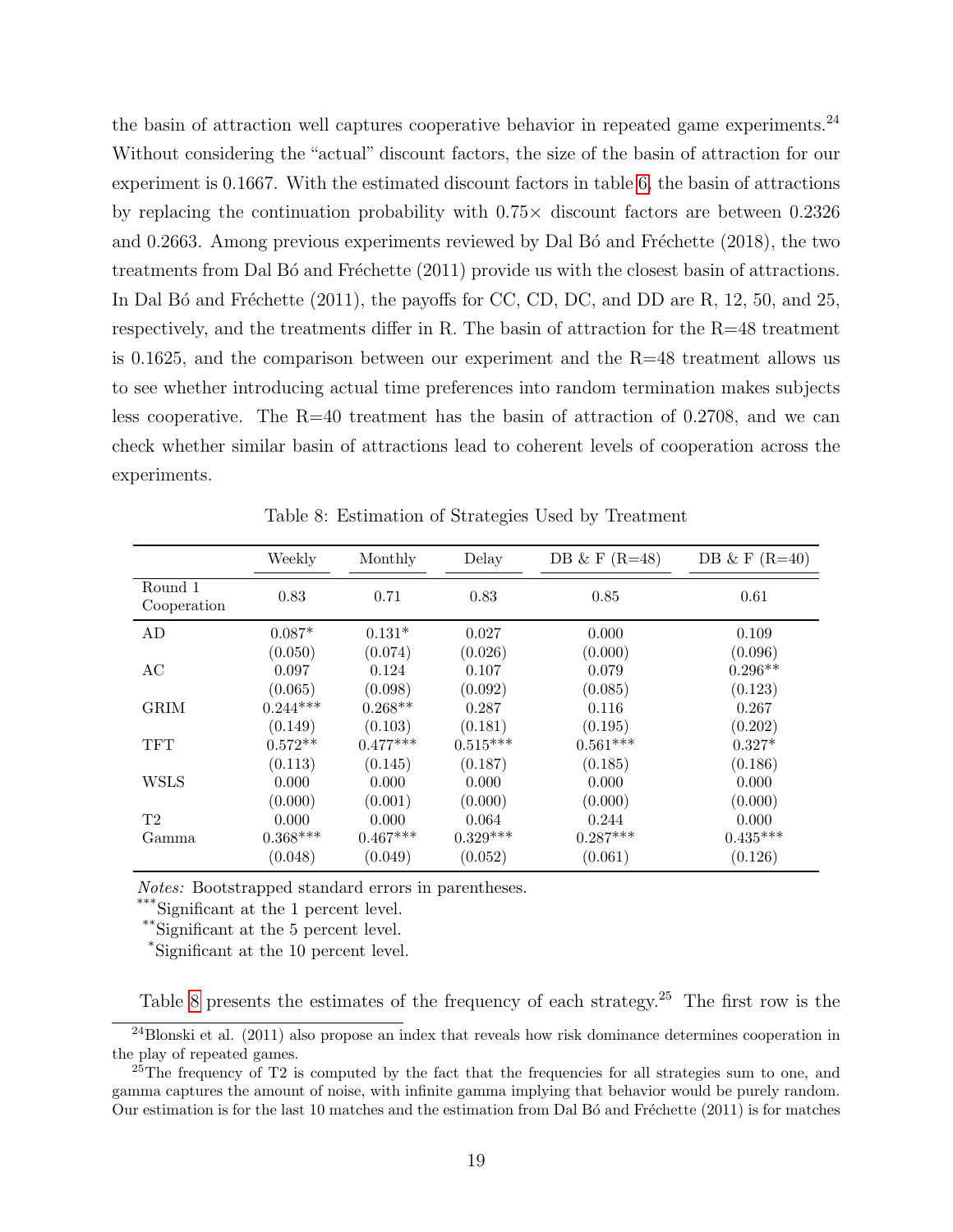the basin of attraction well captures cooperative behavior in repeated game experiments.[24] Without considering the "actual" discount factors, the size of the basin of attraction for our experiment is 0.1667. With the estimated discount factors in table 6, the basin of attractions by replacing the continuation probability with 0.75× discount factors are between 0.2326 and 0.2663. Among previous experiments reviewed by Dal Bó and Fréchette (2018), the two treatments from Dal Bó and Fréchette (2011) provide us with the closest basin of attractions. In Dal Bó and Fréchette (2011), the payoffs for CC, CD, DC, and DD are R, 12, 50, and 25, respectively, and the treatments differ in R. The basin of attraction for the R=48 treatment is 0.1625, and the comparison between our experiment and the R=48 treatment allows us to see whether introducing actual time preferences into random termination makes subjects less cooperative. The R=40 treatment has the basin of attraction of 0.2708, and we can check whether similar basin of attractions lead to coherent levels of cooperation across the experiments.

Table 8: Estimation of Strategies Used by Treatment

| | Weekly | Monthly | Delay | DB & F (R=48) | DB & F (R=40) |
|---|---|---|---|---|---|
| Round 1 Cooperation | 0.83 | 0.71 | 0.83 | 0.85 | 0.61 |
| AD | 0.087* | 0.131* | 0.027 | 0.000 | 0.109 |
| | (0.050) | (0.074) | (0.026) | (0.000) | (0.096) |
| AC | 0.097 | 0.124 | 0.107 | 0.079 | 0.296** |
| | (0.065) | (0.098) | (0.092) | (0.085) | (0.123) |
| GRIM | 0.244*** | 0.268** | 0.287 | 0.116 | 0.267 |
| | (0.149) | (0.103) | (0.181) | (0.195) | (0.202) |
| TFT | 0.572** | 0.477*** | 0.515*** | 0.561*** | 0.327* |
| | (0.113) | (0.145) | (0.187) | (0.185) | (0.186) |
| WSLS | 0.000 | 0.000 | 0.000 | 0.000 | 0.000 |
| | (0.000) | (0.001) | (0.000) | (0.000) | (0.000) |
| T2 | 0.000 | 0.000 | 0.064 | 0.244 | 0.000 |
| Gamma | 0.368*** | 0.467*** | 0.329*** | 0.287*** | 0.435*** |
| | (0.048) | (0.049) | (0.052) | (0.061) | (0.126) |

*Notes:* Bootstrapped standard errors in parentheses.
***Significant at the 1 percent level.
**Significant at the 5 percent level.
*Significant at the 10 percent level.

Table 8 presents the estimates of the frequency of each strategy.[25] The first row is the

[24] Blonski et al. (2011) also propose an index that reveals how risk dominance determines cooperation in the play of repeated games.

[25] The frequency of T2 is computed by the fact that the frequencies for all strategies sum to one, and gamma captures the amount of noise, with infinite gamma implying that behavior would be purely random. Our estimation is for the last 10 matches and the estimation from Dal Bó and Fréchette (2011) is for matches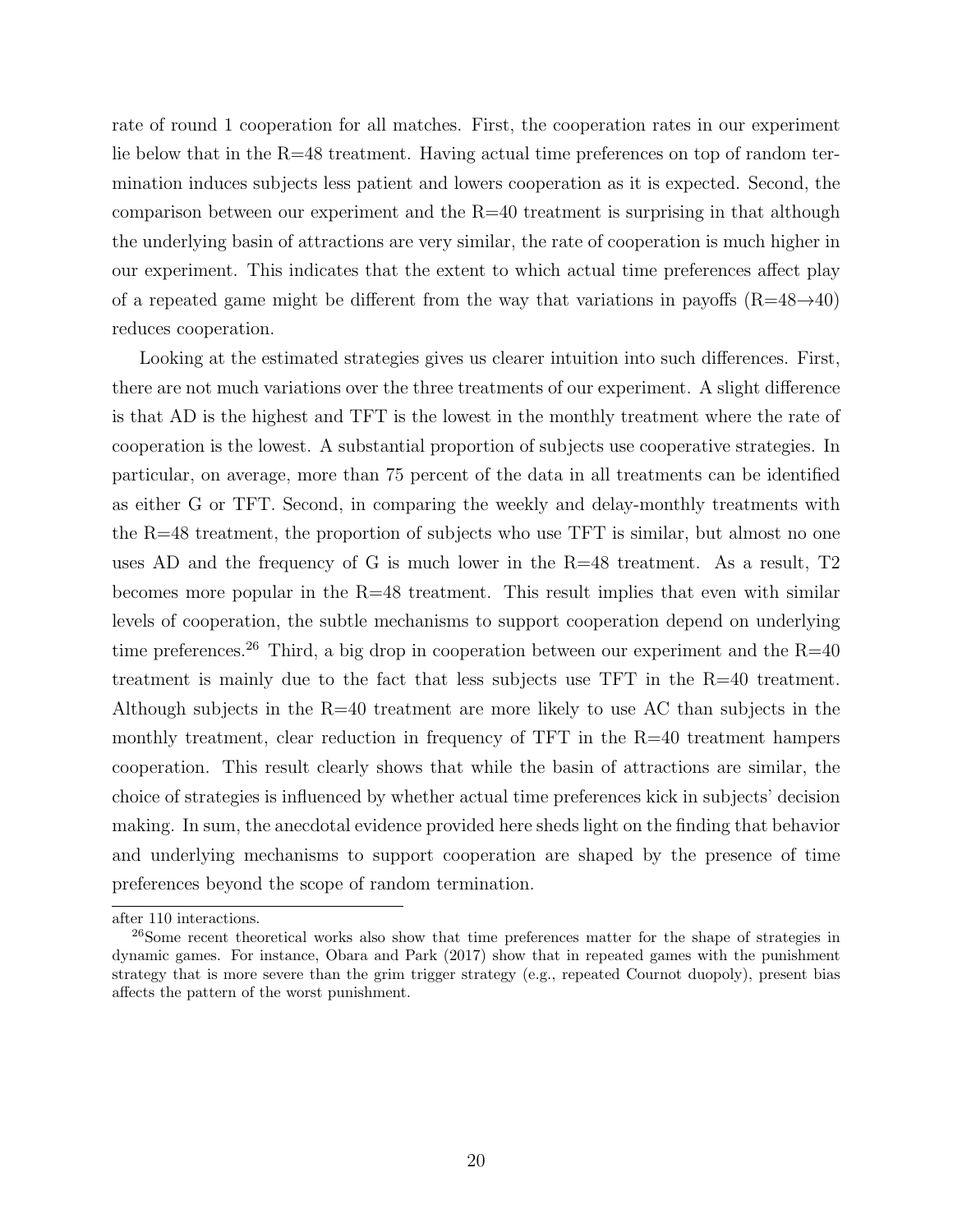rate of round 1 cooperation for all matches. First, the cooperation rates in our experiment lie below that in the R=48 treatment. Having actual time preferences on top of random termination induces subjects less patient and lowers cooperation as it is expected. Second, the comparison between our experiment and the R=40 treatment is surprising in that although the underlying basin of attractions are very similar, the rate of cooperation is much higher in our experiment. This indicates that the extent to which actual time preferences affect play of a repeated game might be different from the way that variations in payoffs (R=48→40) reduces cooperation.

Looking at the estimated strategies gives us clearer intuition into such differences. First, there are not much variations over the three treatments of our experiment. A slight difference is that AD is the highest and TFT is the lowest in the monthly treatment where the rate of cooperation is the lowest. A substantial proportion of subjects use cooperative strategies. In particular, on average, more than 75 percent of the data in all treatments can be identified as either G or TFT. Second, in comparing the weekly and delay-monthly treatments with the R=48 treatment, the proportion of subjects who use TFT is similar, but almost no one uses AD and the frequency of G is much lower in the R=48 treatment. As a result, T2 becomes more popular in the R=48 treatment. This result implies that even with similar levels of cooperation, the subtle mechanisms to support cooperation depend on underlying time preferences.[26] Third, a big drop in cooperation between our experiment and the R=40 treatment is mainly due to the fact that less subjects use TFT in the R=40 treatment. Although subjects in the R=40 treatment are more likely to use AC than subjects in the monthly treatment, clear reduction in frequency of TFT in the R=40 treatment hampers cooperation. This result clearly shows that while the basin of attractions are similar, the choice of strategies is influenced by whether actual time preferences kick in subjects' decision making. In sum, the anecdotal evidence provided here sheds light on the finding that behavior and underlying mechanisms to support cooperation are shaped by the presence of time preferences beyond the scope of random termination.

after 110 interactions.

[26] Some recent theoretical works also show that time preferences matter for the shape of strategies in dynamic games. For instance, Obara and Park (2017) show that in repeated games with the punishment strategy that is more severe than the grim trigger strategy (e.g., repeated Cournot duopoly), present bias affects the pattern of the worst punishment.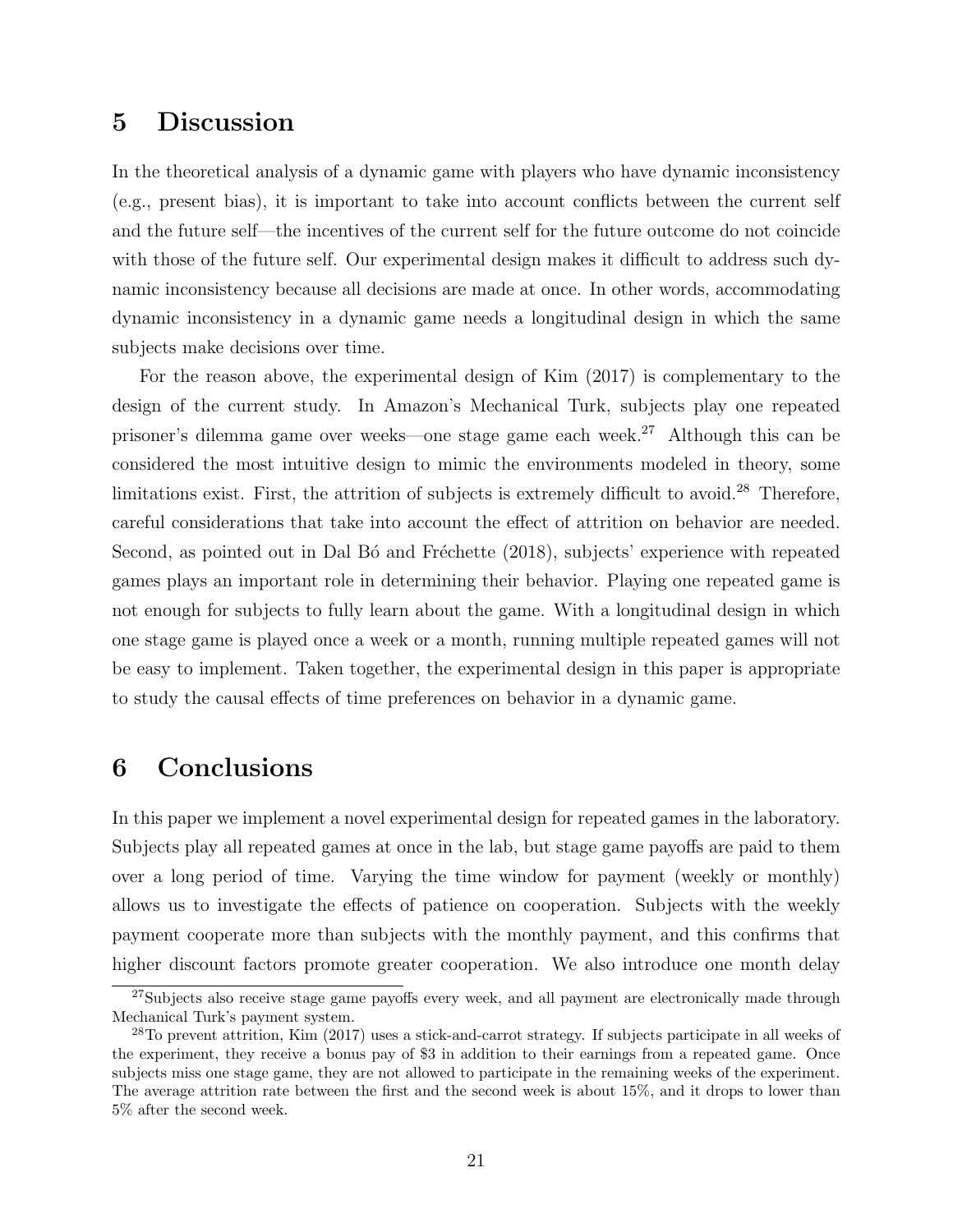# 5 Discussion

In the theoretical analysis of a dynamic game with players who have dynamic inconsistency (e.g., present bias), it is important to take into account conflicts between the current self and the future self—the incentives of the current self for the future outcome do not coincide with those of the future self. Our experimental design makes it difficult to address such dynamic inconsistency because all decisions are made at once. In other words, accommodating dynamic inconsistency in a dynamic game needs a longitudinal design in which the same subjects make decisions over time.

For the reason above, the experimental design of Kim (2017) is complementary to the design of the current study. In Amazon's Mechanical Turk, subjects play one repeated prisoner's dilemma game over weeks—one stage game each week.[27] Although this can be considered the most intuitive design to mimic the environments modeled in theory, some limitations exist. First, the attrition of subjects is extremely difficult to avoid.[28] Therefore, careful considerations that take into account the effect of attrition on behavior are needed. Second, as pointed out in Dal Bó and Fréchette (2018), subjects' experience with repeated games plays an important role in determining their behavior. Playing one repeated game is not enough for subjects to fully learn about the game. With a longitudinal design in which one stage game is played once a week or a month, running multiple repeated games will not be easy to implement. Taken together, the experimental design in this paper is appropriate to study the causal effects of time preferences on behavior in a dynamic game.

# 6 Conclusions

In this paper we implement a novel experimental design for repeated games in the laboratory. Subjects play all repeated games at once in the lab, but stage game payoffs are paid to them over a long period of time. Varying the time window for payment (weekly or monthly) allows us to investigate the effects of patience on cooperation. Subjects with the weekly payment cooperate more than subjects with the monthly payment, and this confirms that higher discount factors promote greater cooperation. We also introduce one month delay

[27] Subjects also receive stage game payoffs every week, and all payment are electronically made through Mechanical Turk's payment system.

[28] To prevent attrition, Kim (2017) uses a stick-and-carrot strategy. If subjects participate in all weeks of the experiment, they receive a bonus pay of $3 in addition to their earnings from a repeated game. Once subjects miss one stage game, they are not allowed to participate in the remaining weeks of the experiment. The average attrition rate between the first and the second week is about 15%, and it drops to lower than 5% after the second week.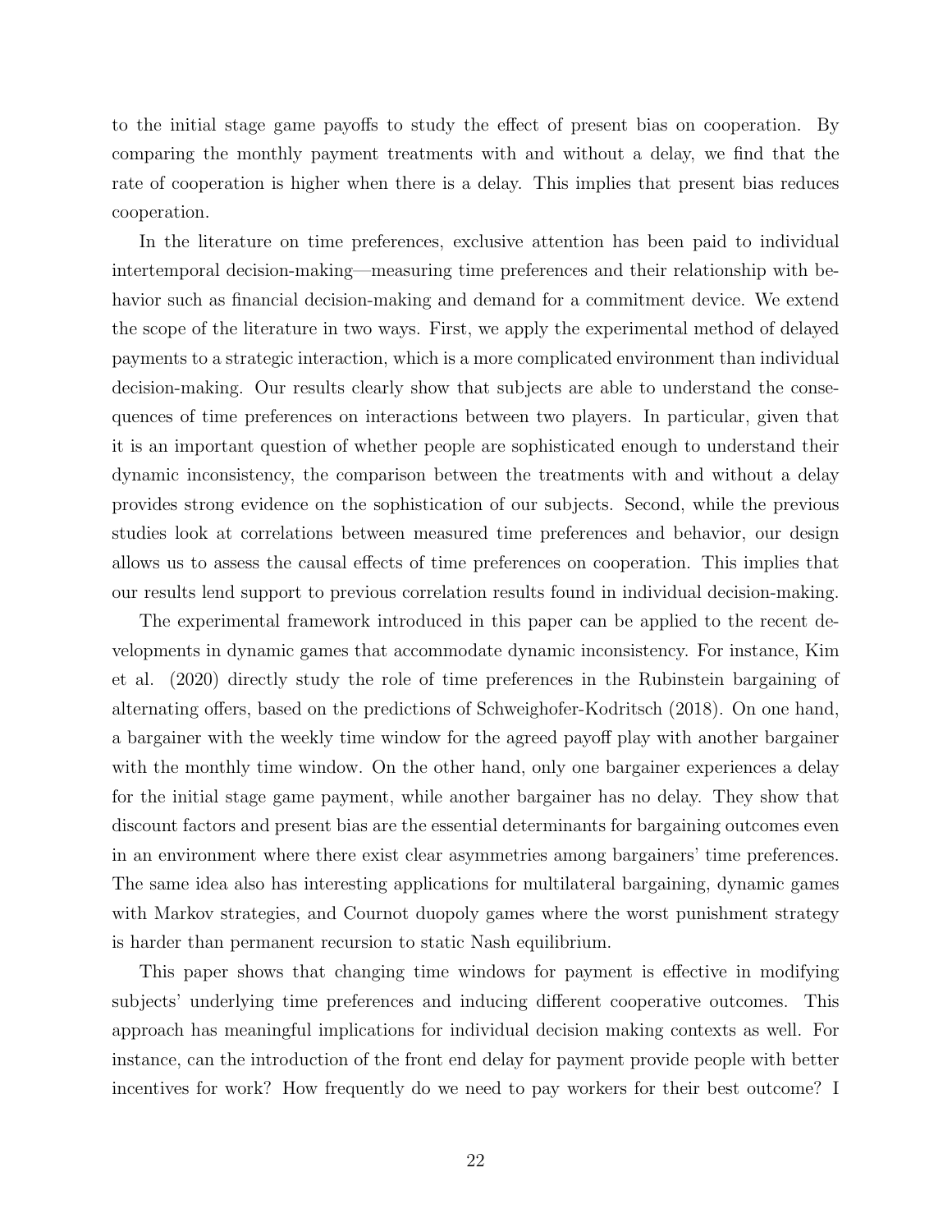to the initial stage game payoffs to study the effect of present bias on cooperation. By comparing the monthly payment treatments with and without a delay, we find that the rate of cooperation is higher when there is a delay. This implies that present bias reduces cooperation.

In the literature on time preferences, exclusive attention has been paid to individual intertemporal decision-making—measuring time preferences and their relationship with behavior such as financial decision-making and demand for a commitment device. We extend the scope of the literature in two ways. First, we apply the experimental method of delayed payments to a strategic interaction, which is a more complicated environment than individual decision-making. Our results clearly show that subjects are able to understand the consequences of time preferences on interactions between two players. In particular, given that it is an important question of whether people are sophisticated enough to understand their dynamic inconsistency, the comparison between the treatments with and without a delay provides strong evidence on the sophistication of our subjects. Second, while the previous studies look at correlations between measured time preferences and behavior, our design allows us to assess the causal effects of time preferences on cooperation. This implies that our results lend support to previous correlation results found in individual decision-making.

The experimental framework introduced in this paper can be applied to the recent developments in dynamic games that accommodate dynamic inconsistency. For instance, Kim et al. (2020) directly study the role of time preferences in the Rubinstein bargaining of alternating offers, based on the predictions of Schweighofer-Kodritsch (2018). On one hand, a bargainer with the weekly time window for the agreed payoff play with another bargainer with the monthly time window. On the other hand, only one bargainer experiences a delay for the initial stage game payment, while another bargainer has no delay. They show that discount factors and present bias are the essential determinants for bargaining outcomes even in an environment where there exist clear asymmetries among bargainers' time preferences. The same idea also has interesting applications for multilateral bargaining, dynamic games with Markov strategies, and Cournot duopoly games where the worst punishment strategy is harder than permanent recursion to static Nash equilibrium.

This paper shows that changing time windows for payment is effective in modifying subjects' underlying time preferences and inducing different cooperative outcomes. This approach has meaningful implications for individual decision making contexts as well. For instance, can the introduction of the front end delay for payment provide people with better incentives for work? How frequently do we need to pay workers for their best outcome? I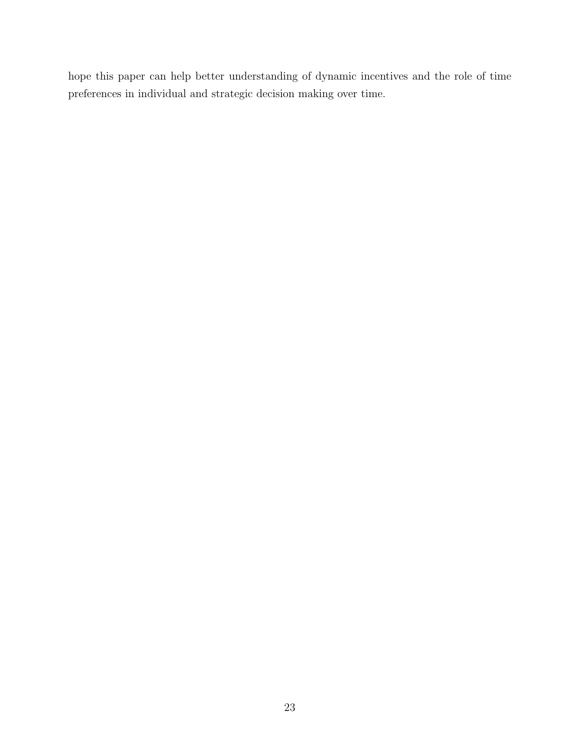hope this paper can help better understanding of dynamic incentives and the role of time preferences in individual and strategic decision making over time.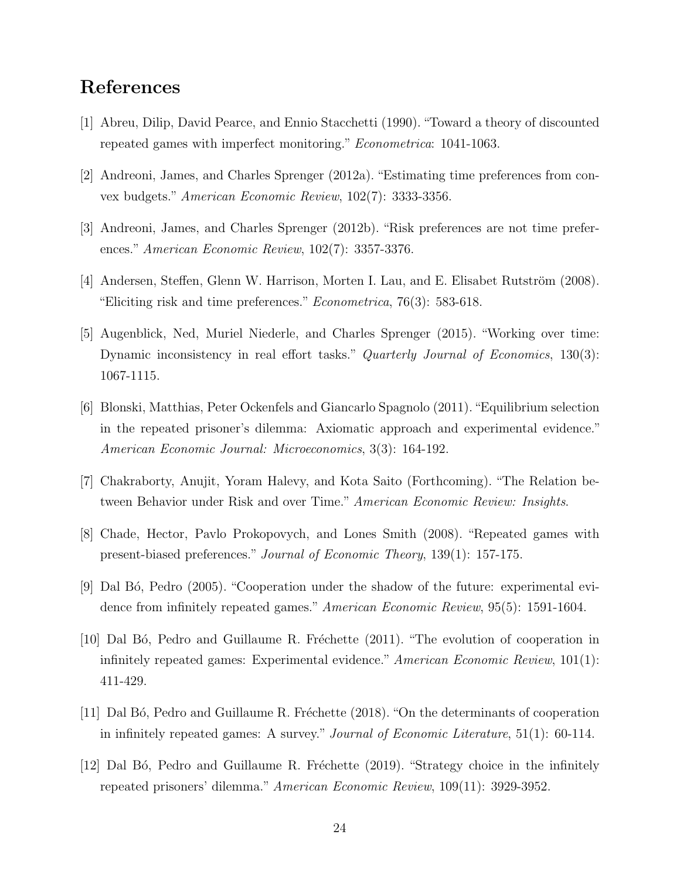# References

[1] Abreu, Dilip, David Pearce, and Ennio Stacchetti (1990). "Toward a theory of discounted repeated games with imperfect monitoring." *Econometrica*: 1041-1063.

[2] Andreoni, James, and Charles Sprenger (2012a). "Estimating time preferences from convex budgets." *American Economic Review*, 102(7): 3333-3356.

[3] Andreoni, James, and Charles Sprenger (2012b). "Risk preferences are not time preferences." *American Economic Review*, 102(7): 3357-3376.

[4] Andersen, Steffen, Glenn W. Harrison, Morten I. Lau, and E. Elisabet Rutström (2008). "Eliciting risk and time preferences." *Econometrica*, 76(3): 583-618.

[5] Augenblick, Ned, Muriel Niederle, and Charles Sprenger (2015). "Working over time: Dynamic inconsistency in real effort tasks." *Quarterly Journal of Economics*, 130(3): 1067-1115.

[6] Blonski, Matthias, Peter Ockenfels and Giancarlo Spagnolo (2011). "Equilibrium selection in the repeated prisoner's dilemma: Axiomatic approach and experimental evidence." *American Economic Journal: Microeconomics*, 3(3): 164-192.

[7] Chakraborty, Anujit, Yoram Halevy, and Kota Saito (Forthcoming). "The Relation between Behavior under Risk and over Time." *American Economic Review: Insights*.

[8] Chade, Hector, Pavlo Prokopovych, and Lones Smith (2008). "Repeated games with present-biased preferences." *Journal of Economic Theory*, 139(1): 157-175.

[9] Dal Bó, Pedro (2005). "Cooperation under the shadow of the future: experimental evidence from infinitely repeated games." *American Economic Review*, 95(5): 1591-1604.

[10] Dal Bó, Pedro and Guillaume R. Fréchette (2011). "The evolution of cooperation in infinitely repeated games: Experimental evidence." *American Economic Review*, 101(1): 411-429.

[11] Dal Bó, Pedro and Guillaume R. Fréchette (2018). "On the determinants of cooperation in infinitely repeated games: A survey." *Journal of Economic Literature*, 51(1): 60-114.

[12] Dal Bó, Pedro and Guillaume R. Fréchette (2019). "Strategy choice in the infinitely repeated prisoners' dilemma." *American Economic Review*, 109(11): 3929-3952.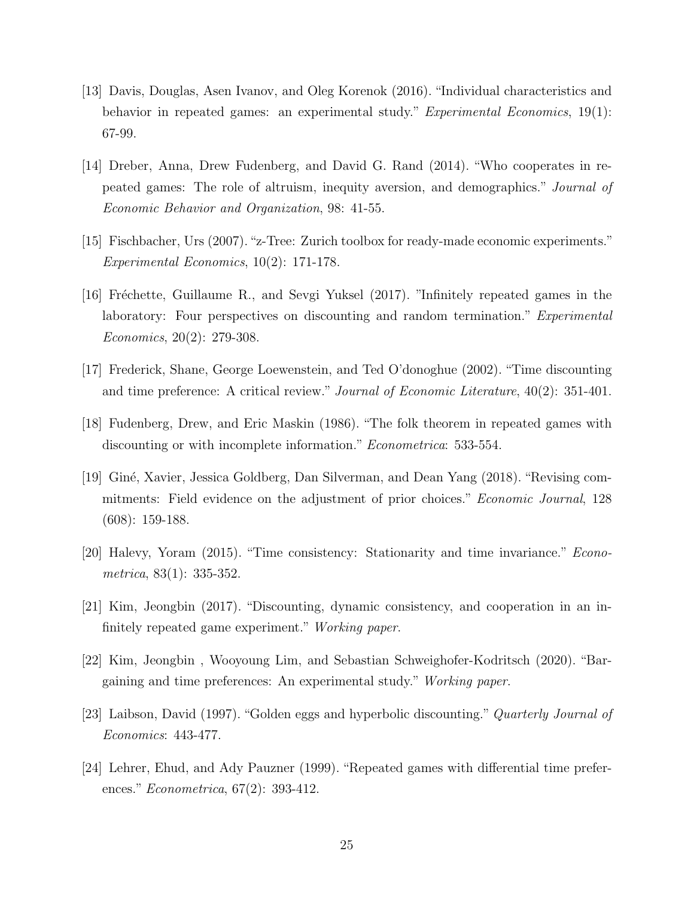[13] Davis, Douglas, Asen Ivanov, and Oleg Korenok (2016). "Individual characteristics and behavior in repeated games: an experimental study." *Experimental Economics*, 19(1): 67-99.

[14] Dreber, Anna, Drew Fudenberg, and David G. Rand (2014). "Who cooperates in repeated games: The role of altruism, inequity aversion, and demographics." *Journal of Economic Behavior and Organization*, 98: 41-55.

[15] Fischbacher, Urs (2007). "z-Tree: Zurich toolbox for ready-made economic experiments." *Experimental Economics*, 10(2): 171-178.

[16] Fréchette, Guillaume R., and Sevgi Yuksel (2017). "Infinitely repeated games in the laboratory: Four perspectives on discounting and random termination." *Experimental Economics*, 20(2): 279-308.

[17] Frederick, Shane, George Loewenstein, and Ted O'donoghue (2002). "Time discounting and time preference: A critical review." *Journal of Economic Literature*, 40(2): 351-401.

[18] Fudenberg, Drew, and Eric Maskin (1986). "The folk theorem in repeated games with discounting or with incomplete information." *Econometrica*: 533-554.

[19] Giné, Xavier, Jessica Goldberg, Dan Silverman, and Dean Yang (2018). "Revising commitments: Field evidence on the adjustment of prior choices." *Economic Journal*, 128 (608): 159-188.

[20] Halevy, Yoram (2015). "Time consistency: Stationarity and time invariance." *Econometrica*, 83(1): 335-352.

[21] Kim, Jeongbin (2017). "Discounting, dynamic consistency, and cooperation in an infinitely repeated game experiment." *Working paper*.

[22] Kim, Jeongbin , Wooyoung Lim, and Sebastian Schweighofer-Kodritsch (2020). "Bargaining and time preferences: An experimental study." *Working paper*.

[23] Laibson, David (1997). "Golden eggs and hyperbolic discounting." *Quarterly Journal of Economics*: 443-477.

[24] Lehrer, Ehud, and Ady Pauzner (1999). "Repeated games with differential time preferences." *Econometrica*, 67(2): 393-412.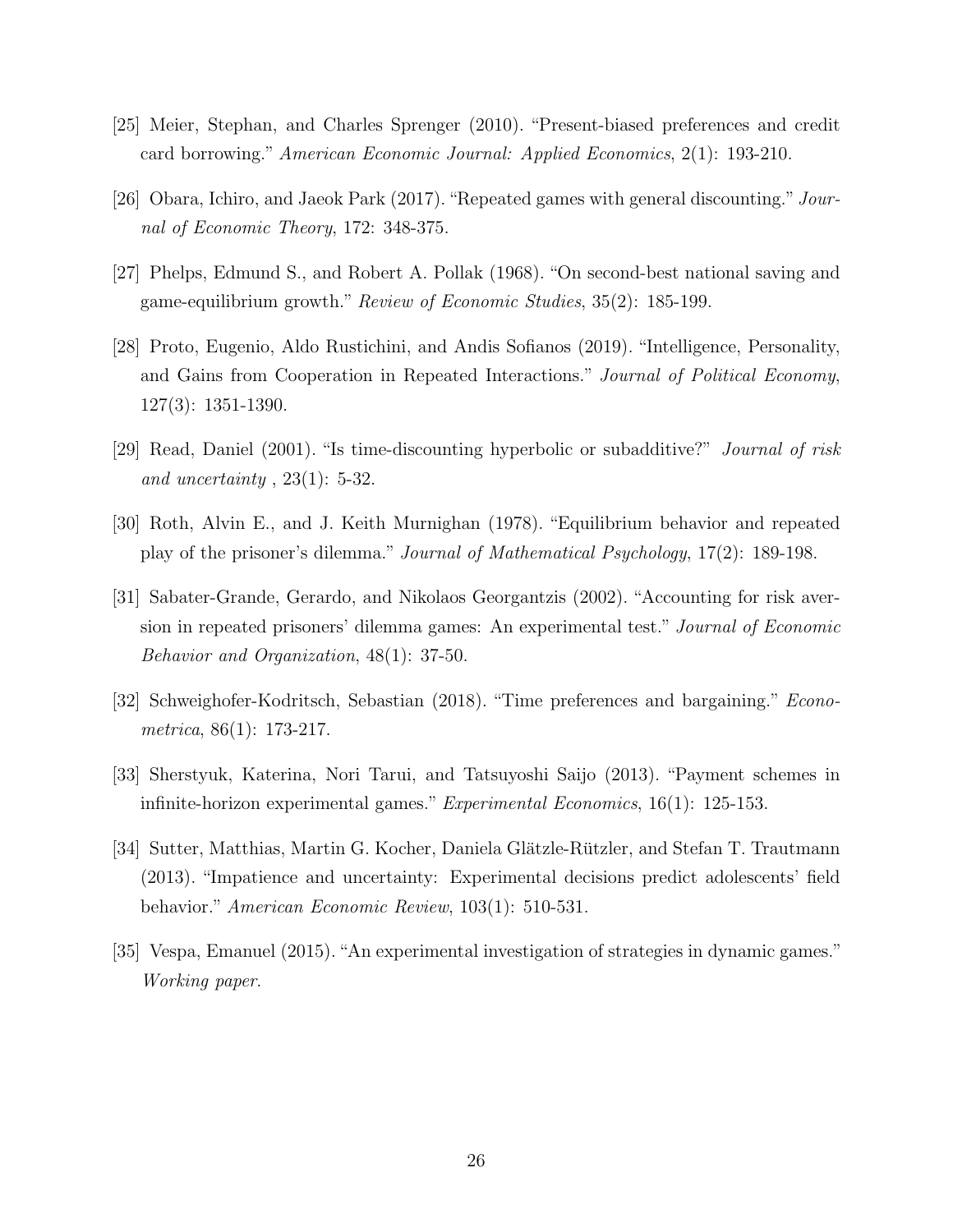[25] Meier, Stephan, and Charles Sprenger (2010). "Present-biased preferences and credit card borrowing." *American Economic Journal: Applied Economics*, 2(1): 193-210.

[26] Obara, Ichiro, and Jaeok Park (2017). "Repeated games with general discounting." *Journal of Economic Theory*, 172: 348-375.

[27] Phelps, Edmund S., and Robert A. Pollak (1968). "On second-best national saving and game-equilibrium growth." *Review of Economic Studies*, 35(2): 185-199.

[28] Proto, Eugenio, Aldo Rustichini, and Andis Sofianos (2019). "Intelligence, Personality, and Gains from Cooperation in Repeated Interactions." *Journal of Political Economy*, 127(3): 1351-1390.

[29] Read, Daniel (2001). "Is time-discounting hyperbolic or subadditive?" *Journal of risk and uncertainty* , 23(1): 5-32.

[30] Roth, Alvin E., and J. Keith Murnighan (1978). "Equilibrium behavior and repeated play of the prisoner's dilemma." *Journal of Mathematical Psychology*, 17(2): 189-198.

[31] Sabater-Grande, Gerardo, and Nikolaos Georgantzis (2002). "Accounting for risk aversion in repeated prisoners' dilemma games: An experimental test." *Journal of Economic Behavior and Organization*, 48(1): 37-50.

[32] Schweighofer-Kodritsch, Sebastian (2018). "Time preferences and bargaining." *Econometrica*, 86(1): 173-217.

[33] Sherstyuk, Katerina, Nori Tarui, and Tatsuyoshi Saijo (2013). "Payment schemes in infinite-horizon experimental games." *Experimental Economics*, 16(1): 125-153.

[34] Sutter, Matthias, Martin G. Kocher, Daniela Glätzle-Rützler, and Stefan T. Trautmann (2013). "Impatience and uncertainty: Experimental decisions predict adolescents' field behavior." *American Economic Review*, 103(1): 510-531.

[35] Vespa, Emanuel (2015). "An experimental investigation of strategies in dynamic games." *Working paper*.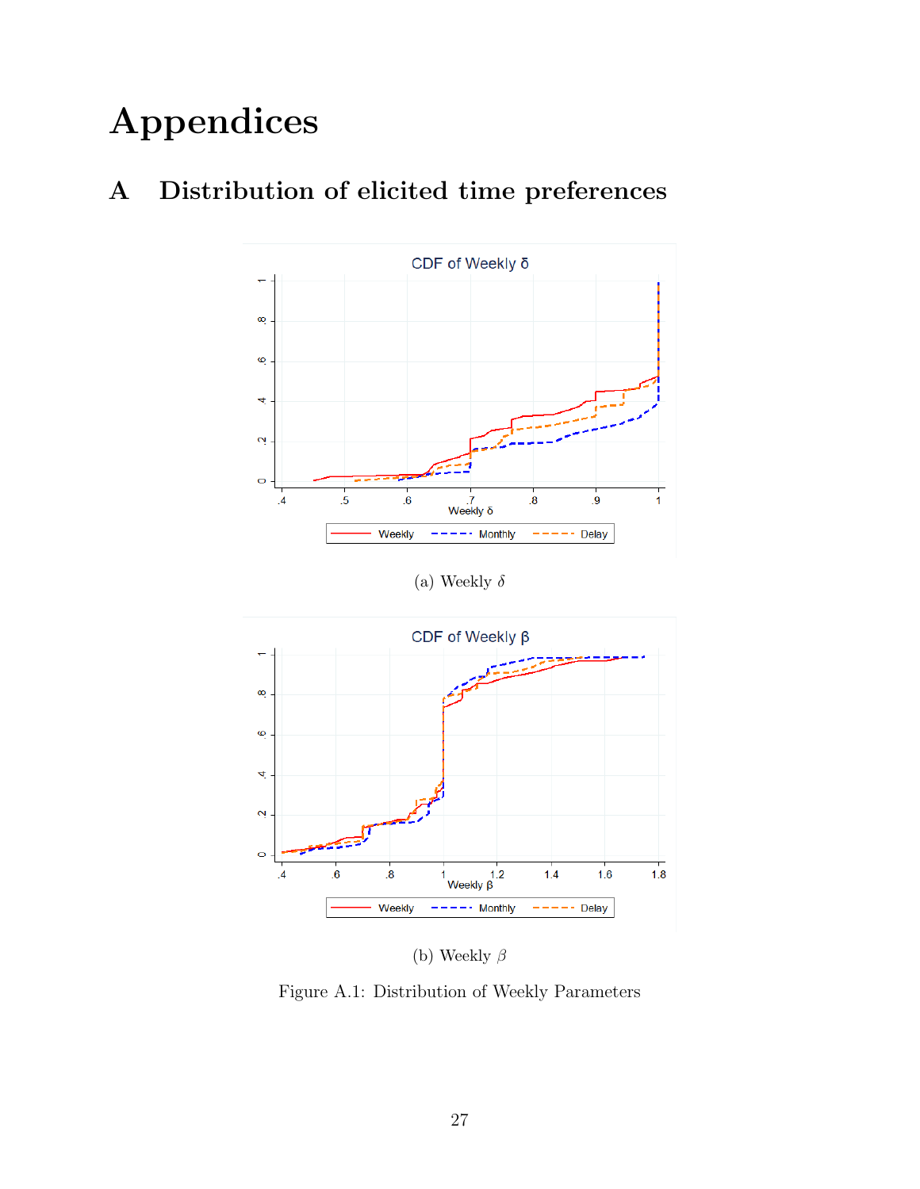# Appendices

## A Distribution of elicited time preferences

(a) Weekly $\delta$

(b) Weekly $\beta$

Figure A.1: Distribution of Weekly Parameters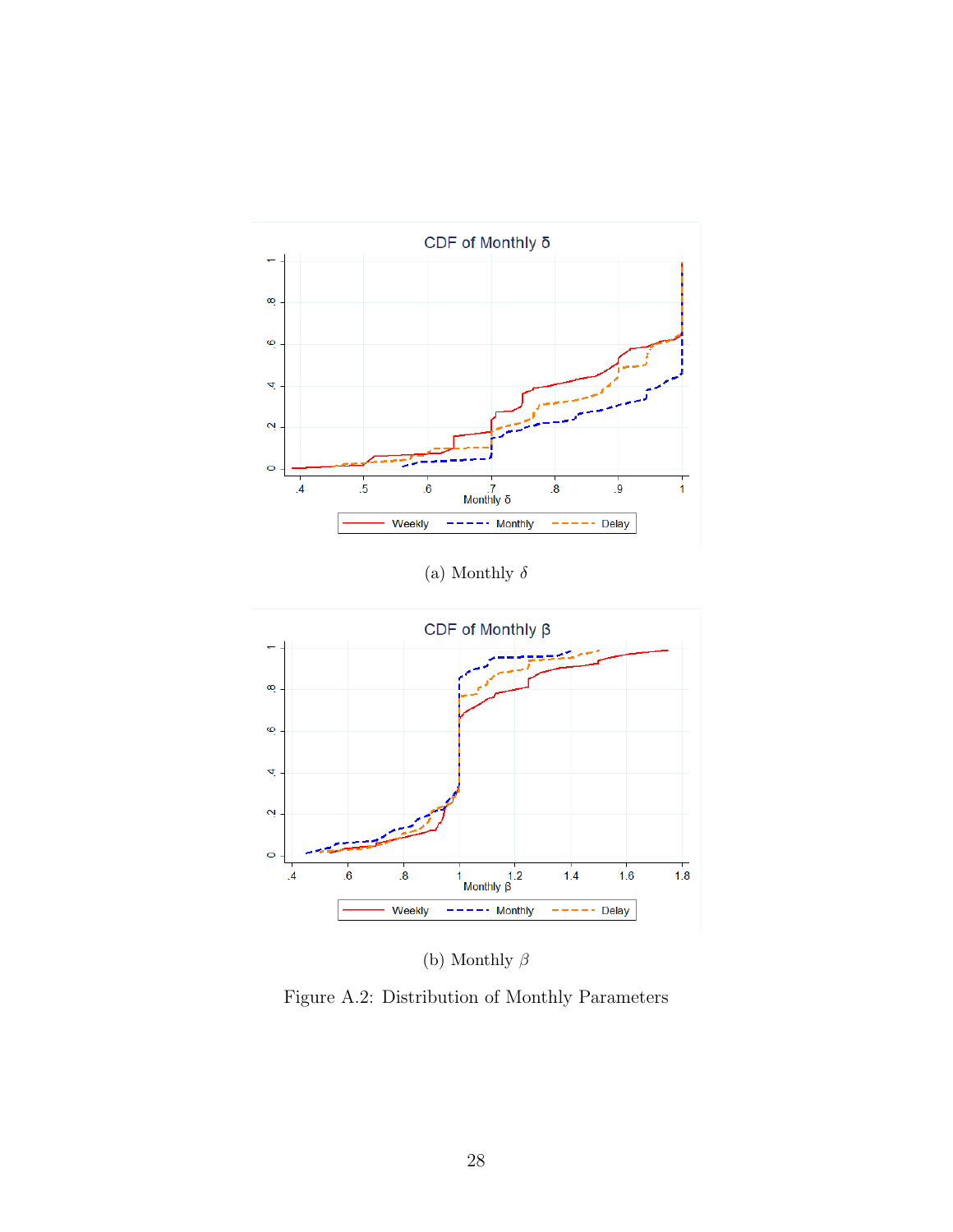(a) Monthly $\delta$

(b) Monthly $\beta$

Figure A.2: Distribution of Monthly Parameters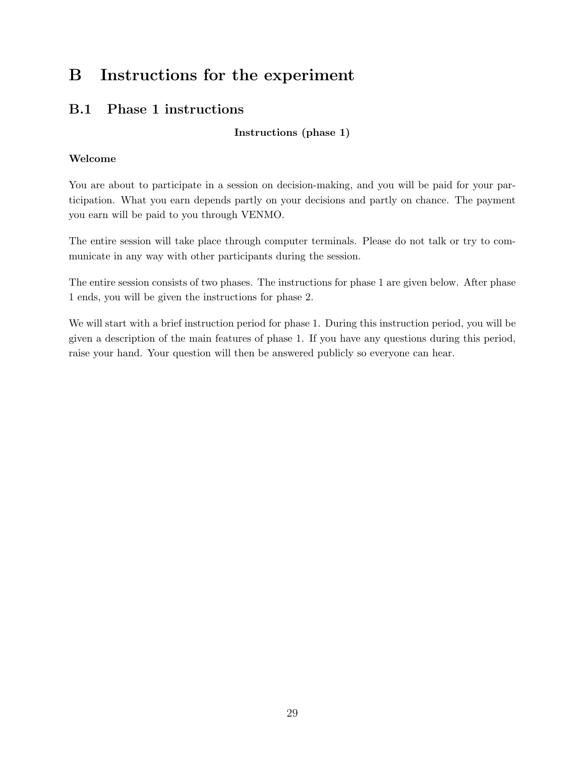# B Instructions for the experiment

## B.1 Phase 1 instructions

**Instructions (phase 1)**

**Welcome**

You are about to participate in a session on decision-making, and you will be paid for your participation. What you earn depends partly on your decisions and partly on chance. The payment you earn will be paid to you through VENMO.

The entire session will take place through computer terminals. Please do not talk or try to communicate in any way with other participants during the session.

The entire session consists of two phases. The instructions for phase 1 are given below. After phase 1 ends, you will be given the instructions for phase 2.

We will start with a brief instruction period for phase 1. During this instruction period, you will be given a description of the main features of phase 1. If you have any questions during this period, raise your hand. Your question will then be answered publicly so everyone can hear.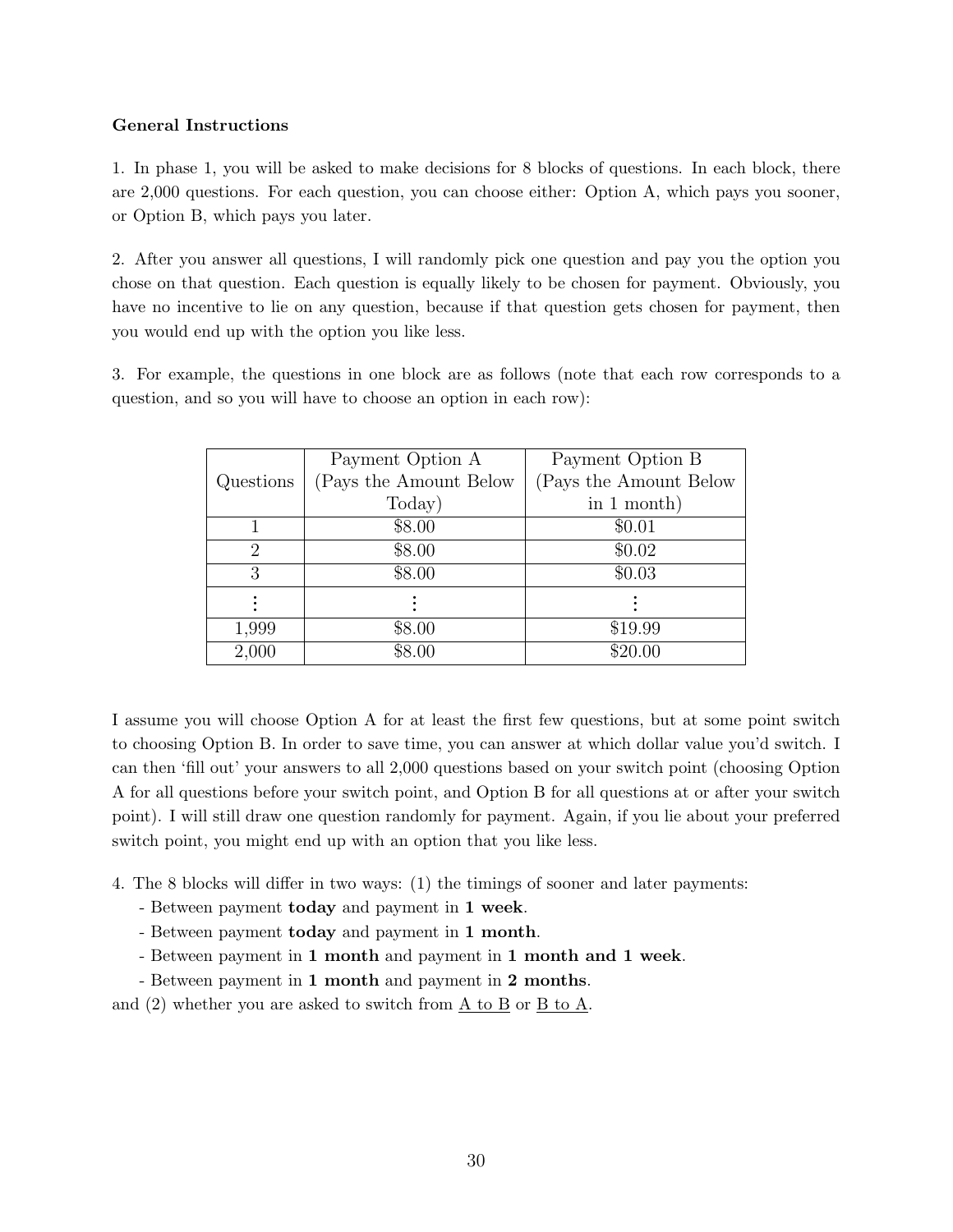**General Instructions**

1. In phase 1, you will be asked to make decisions for 8 blocks of questions. In each block, there are 2,000 questions. For each question, you can choose either: Option A, which pays you sooner, or Option B, which pays you later.

2. After you answer all questions, I will randomly pick one question and pay you the option you chose on that question. Each question is equally likely to be chosen for payment. Obviously, you have no incentive to lie on any question, because if that question gets chosen for payment, then you would end up with the option you like less.

3. For example, the questions in one block are as follows (note that each row corresponds to a question, and so you will have to choose an option in each row):

| Questions | Payment Option A (Pays the Amount Below Today) | Payment Option B (Pays the Amount Below in 1 month) |
|---|---|---|
| 1 | $8.00 | $0.01 |
| 2 | $8.00 | $0.02 |
| 3 | $8.00 | $0.03 |
| ⋮ | ⋮ | ⋮ |
| 1,999 | $8.00 | $19.99 |
| 2,000 | $8.00 | $20.00 |

I assume you will choose Option A for at least the first few questions, but at some point switch to choosing Option B. In order to save time, you can answer at which dollar value you'd switch. I can then 'fill out' your answers to all 2,000 questions based on your switch point (choosing Option A for all questions before your switch point, and Option B for all questions at or after your switch point). I will still draw one question randomly for payment. Again, if you lie about your preferred switch point, you might end up with an option that you like less.

4. The 8 blocks will differ in two ways: (1) the timings of sooner and later payments:

- Between payment **today** and payment in **1 week**.
- Between payment **today** and payment in **1 month**.
- Between payment in **1 month** and payment in **1 month and 1 week**.
- Between payment in **1 month** and payment in **2 months**.

and (2) whether you are asked to switch from <u>A to B</u> or <u>B to A</u>.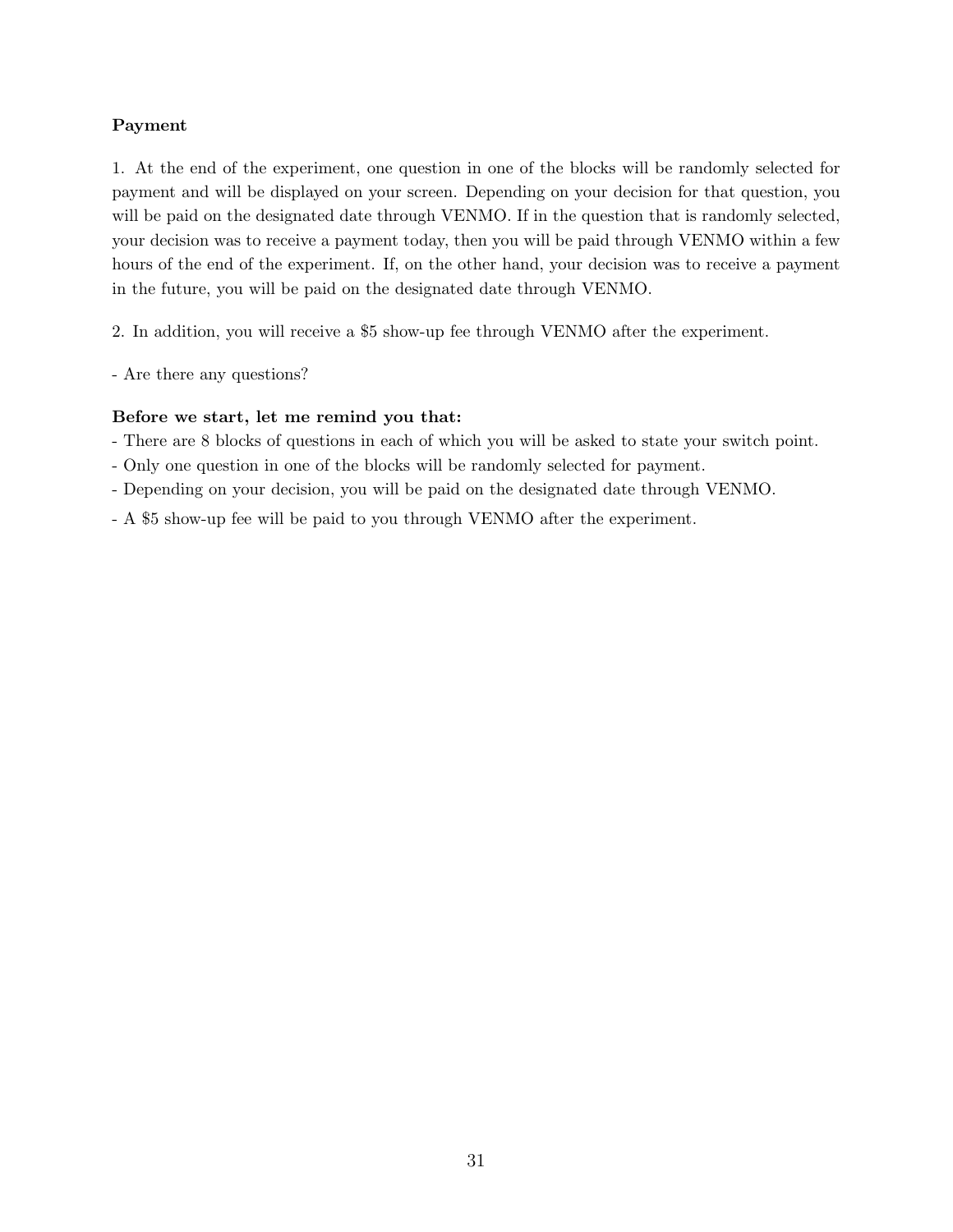**Payment**

1. At the end of the experiment, one question in one of the blocks will be randomly selected for payment and will be displayed on your screen. Depending on your decision for that question, you will be paid on the designated date through VENMO. If in the question that is randomly selected, your decision was to receive a payment today, then you will be paid through VENMO within a few hours of the end of the experiment. If, on the other hand, your decision was to receive a payment in the future, you will be paid on the designated date through VENMO.

2. In addition, you will receive a $5 show-up fee through VENMO after the experiment.

- Are there any questions?

**Before we start, let me remind you that:**

- There are 8 blocks of questions in each of which you will be asked to state your switch point.
- Only one question in one of the blocks will be randomly selected for payment.
- Depending on your decision, you will be paid on the designated date through VENMO.
- A $5 show-up fee will be paid to you through VENMO after the experiment.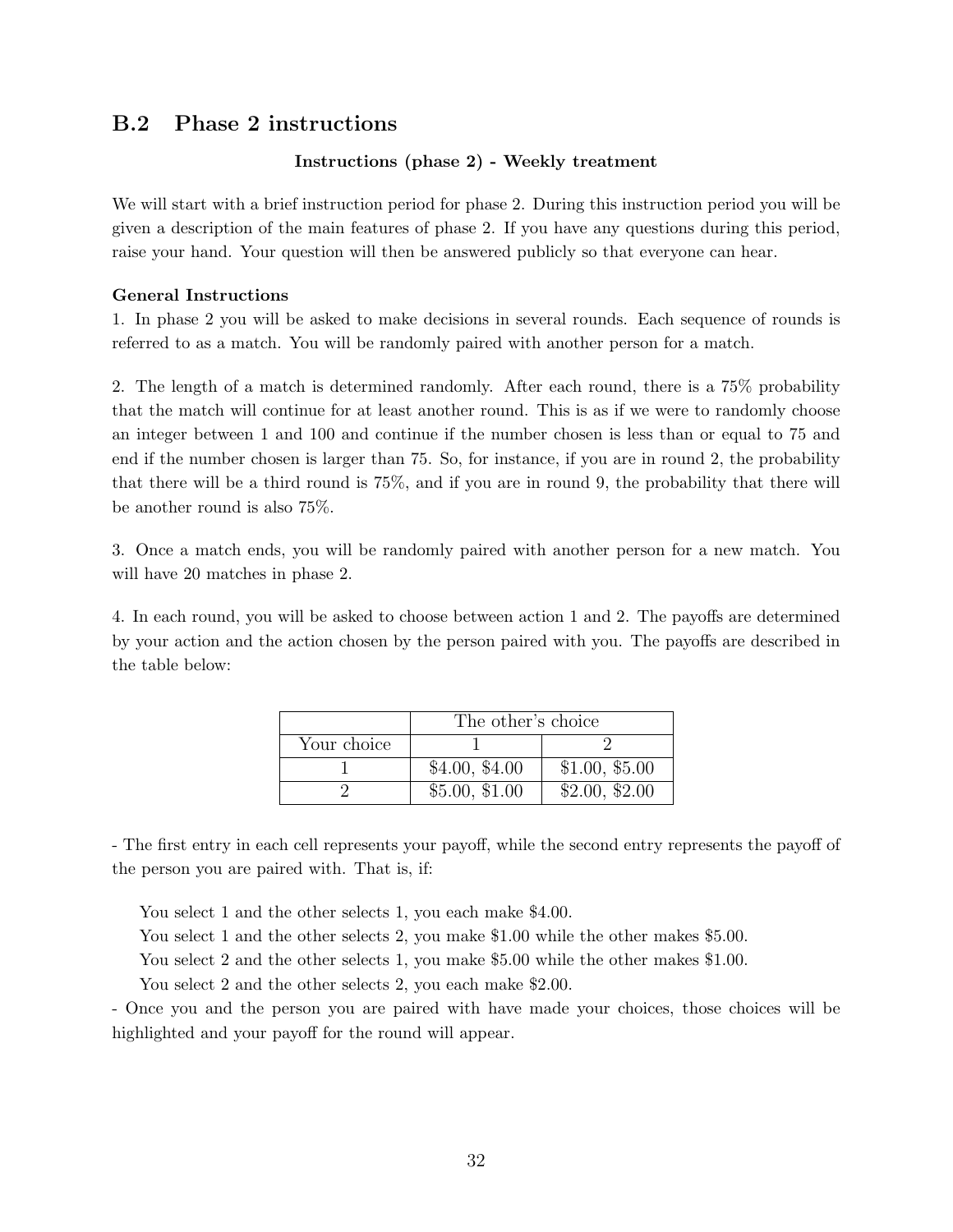## B.2 Phase 2 instructions

**Instructions (phase 2) - Weekly treatment**

We will start with a brief instruction period for phase 2. During this instruction period you will be given a description of the main features of phase 2. If you have any questions during this period, raise your hand. Your question will then be answered publicly so that everyone can hear.

**General Instructions**

1. In phase 2 you will be asked to make decisions in several rounds. Each sequence of rounds is referred to as a match. You will be randomly paired with another person for a match.

2. The length of a match is determined randomly. After each round, there is a 75% probability that the match will continue for at least another round. This is as if we were to randomly choose an integer between 1 and 100 and continue if the number chosen is less than or equal to 75 and end if the number chosen is larger than 75. So, for instance, if you are in round 2, the probability that there will be a third round is 75%, and if you are in round 9, the probability that there will be another round is also 75%.

3. Once a match ends, you will be randomly paired with another person for a new match. You will have 20 matches in phase 2.

4. In each round, you will be asked to choose between action 1 and 2. The payoffs are determined by your action and the action chosen by the person paired with you. The payoffs are described in the table below:

| | The other's choice | |
|---|---|---|
| Your choice | 1 | 2 |
| 1 | \$4.00, \$4.00 | \$1.00, \$5.00 |
| 2 | \$5.00, \$1.00 | \$2.00, \$2.00 |

- The first entry in each cell represents your payoff, while the second entry represents the payoff of the person you are paired with. That is, if:

  You select 1 and the other selects 1, you each make \$4.00.
  You select 1 and the other selects 2, you make \$1.00 while the other makes \$5.00.
  You select 2 and the other selects 1, you make \$5.00 while the other makes \$1.00.
  You select 2 and the other selects 2, you each make \$2.00.

- Once you and the person you are paired with have made your choices, those choices will be highlighted and your payoff for the round will appear.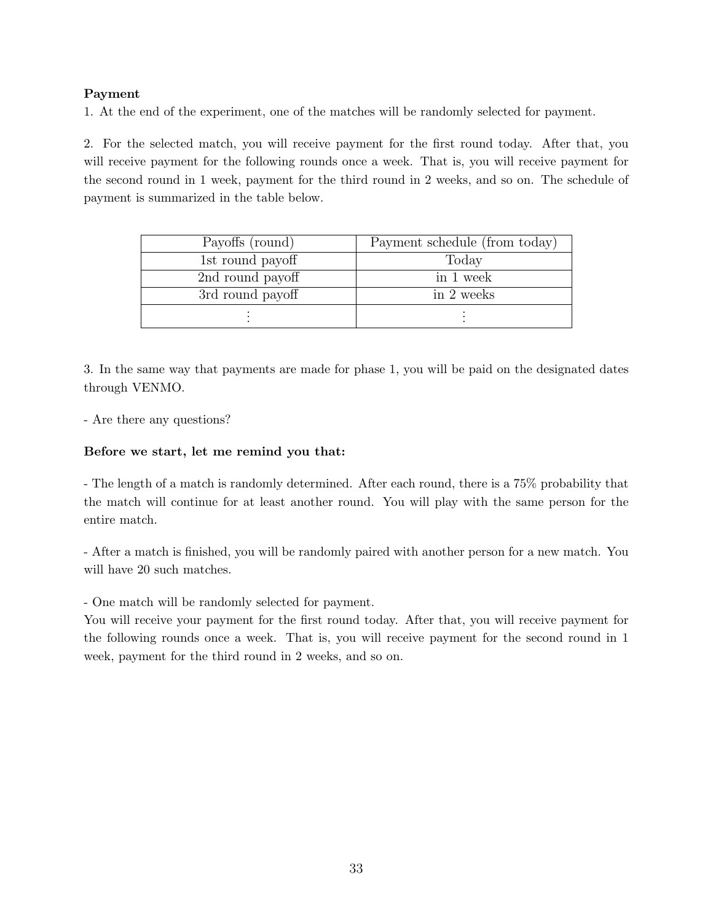**Payment**

1. At the end of the experiment, one of the matches will be randomly selected for payment.

2. For the selected match, you will receive payment for the first round today. After that, you will receive payment for the following rounds once a week. That is, you will receive payment for the second round in 1 week, payment for the third round in 2 weeks, and so on. The schedule of payment is summarized in the table below.

| Payoffs (round) | Payment schedule (from today) |
|---|---|
| 1st round payoff | Today |
| 2nd round payoff | in 1 week |
| 3rd round payoff | in 2 weeks |
| ⋮ | ⋮ |

3. In the same way that payments are made for phase 1, you will be paid on the designated dates through VENMO.

- Are there any questions?

**Before we start, let me remind you that:**

- The length of a match is randomly determined. After each round, there is a 75% probability that the match will continue for at least another round. You will play with the same person for the entire match.

- After a match is finished, you will be randomly paired with another person for a new match. You will have 20 such matches.

- One match will be randomly selected for payment.
You will receive your payment for the first round today. After that, you will receive payment for the following rounds once a week. That is, you will receive payment for the second round in 1 week, payment for the third round in 2 weeks, and so on.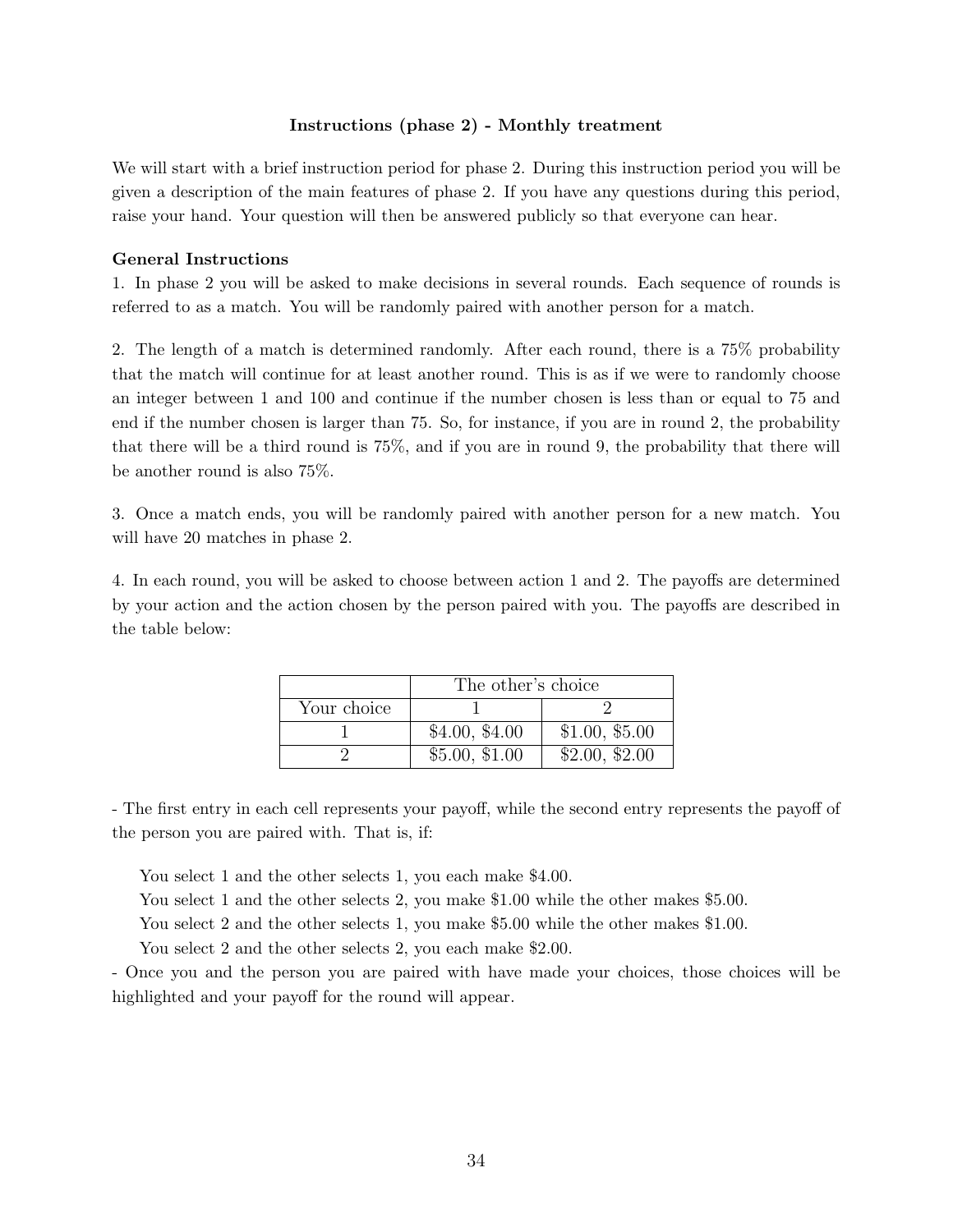**Instructions (phase 2) - Monthly treatment**

We will start with a brief instruction period for phase 2. During this instruction period you will be given a description of the main features of phase 2. If you have any questions during this period, raise your hand. Your question will then be answered publicly so that everyone can hear.

**General Instructions**

1. In phase 2 you will be asked to make decisions in several rounds. Each sequence of rounds is referred to as a match. You will be randomly paired with another person for a match.

2. The length of a match is determined randomly. After each round, there is a 75% probability that the match will continue for at least another round. This is as if we were to randomly choose an integer between 1 and 100 and continue if the number chosen is less than or equal to 75 and end if the number chosen is larger than 75. So, for instance, if you are in round 2, the probability that there will be a third round is 75%, and if you are in round 9, the probability that there will be another round is also 75%.

3. Once a match ends, you will be randomly paired with another person for a new match. You will have 20 matches in phase 2.

4. In each round, you will be asked to choose between action 1 and 2. The payoffs are determined by your action and the action chosen by the person paired with you. The payoffs are described in the table below:

| | The other's choice | |
|---|---|---|
| Your choice | 1 | 2 |
| 1 | $4.00, $4.00 | $1.00, $5.00 |
| 2 | $5.00, $1.00 | $2.00, $2.00 |

- The first entry in each cell represents your payoff, while the second entry represents the payoff of the person you are paired with. That is, if:

  You select 1 and the other selects 1, you each make $4.00.

  You select 1 and the other selects 2, you make $1.00 while the other makes $5.00.

  You select 2 and the other selects 1, you make $5.00 while the other makes $1.00.

  You select 2 and the other selects 2, you each make $2.00.

- Once you and the person you are paired with have made your choices, those choices will be highlighted and your payoff for the round will appear.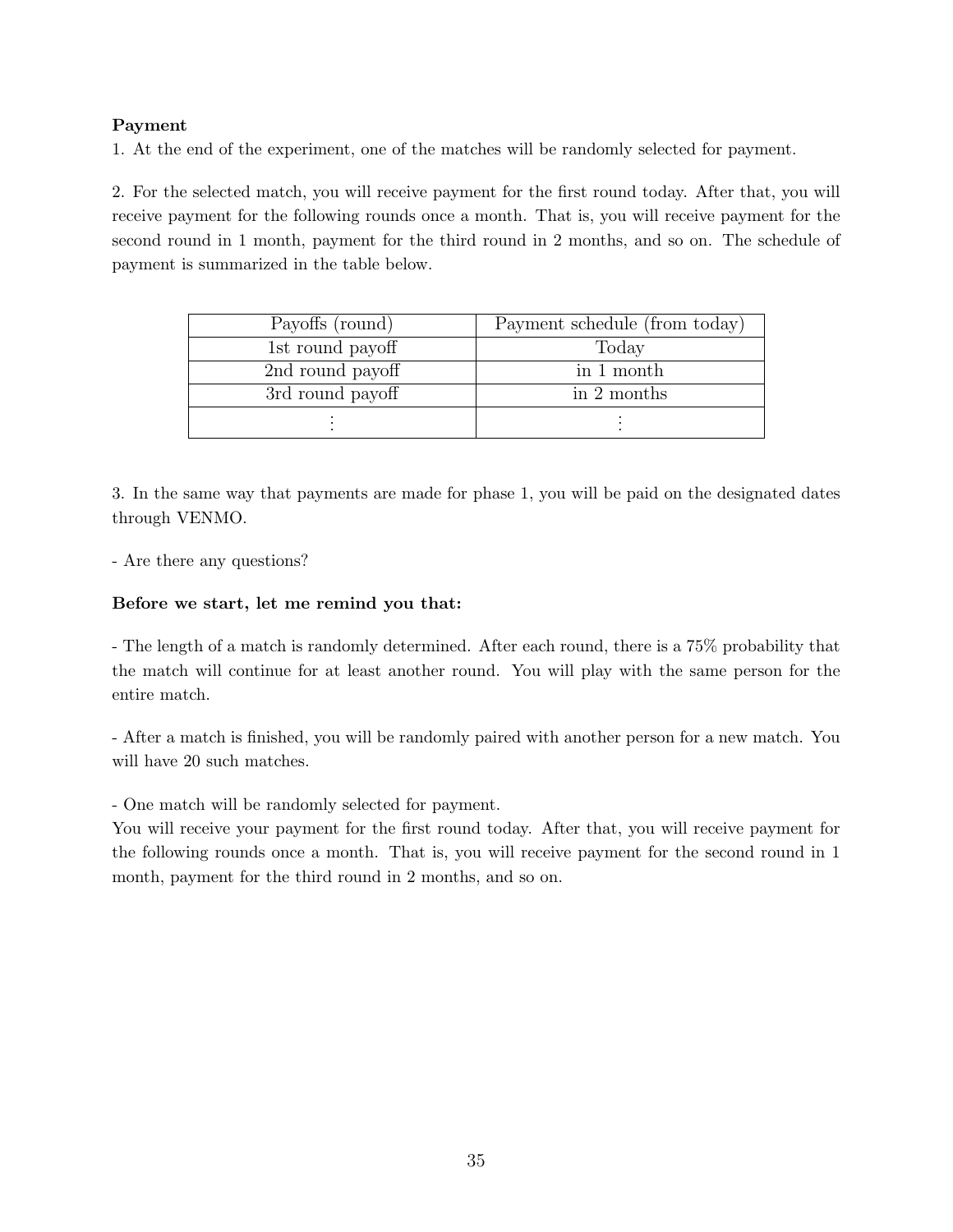**Payment**

1. At the end of the experiment, one of the matches will be randomly selected for payment.

2. For the selected match, you will receive payment for the first round today. After that, you will receive payment for the following rounds once a month. That is, you will receive payment for the second round in 1 month, payment for the third round in 2 months, and so on. The schedule of payment is summarized in the table below.

| Payoffs (round) | Payment schedule (from today) |
|---|---|
| 1st round payoff | Today |
| 2nd round payoff | in 1 month |
| 3rd round payoff | in 2 months |
| ⋮ | ⋮ |

3. In the same way that payments are made for phase 1, you will be paid on the designated dates through VENMO.

- Are there any questions?

**Before we start, let me remind you that:**

- The length of a match is randomly determined. After each round, there is a 75% probability that the match will continue for at least another round. You will play with the same person for the entire match.

- After a match is finished, you will be randomly paired with another person for a new match. You will have 20 such matches.

- One match will be randomly selected for payment.
You will receive your payment for the first round today. After that, you will receive payment for the following rounds once a month. That is, you will receive payment for the second round in 1 month, payment for the third round in 2 months, and so on.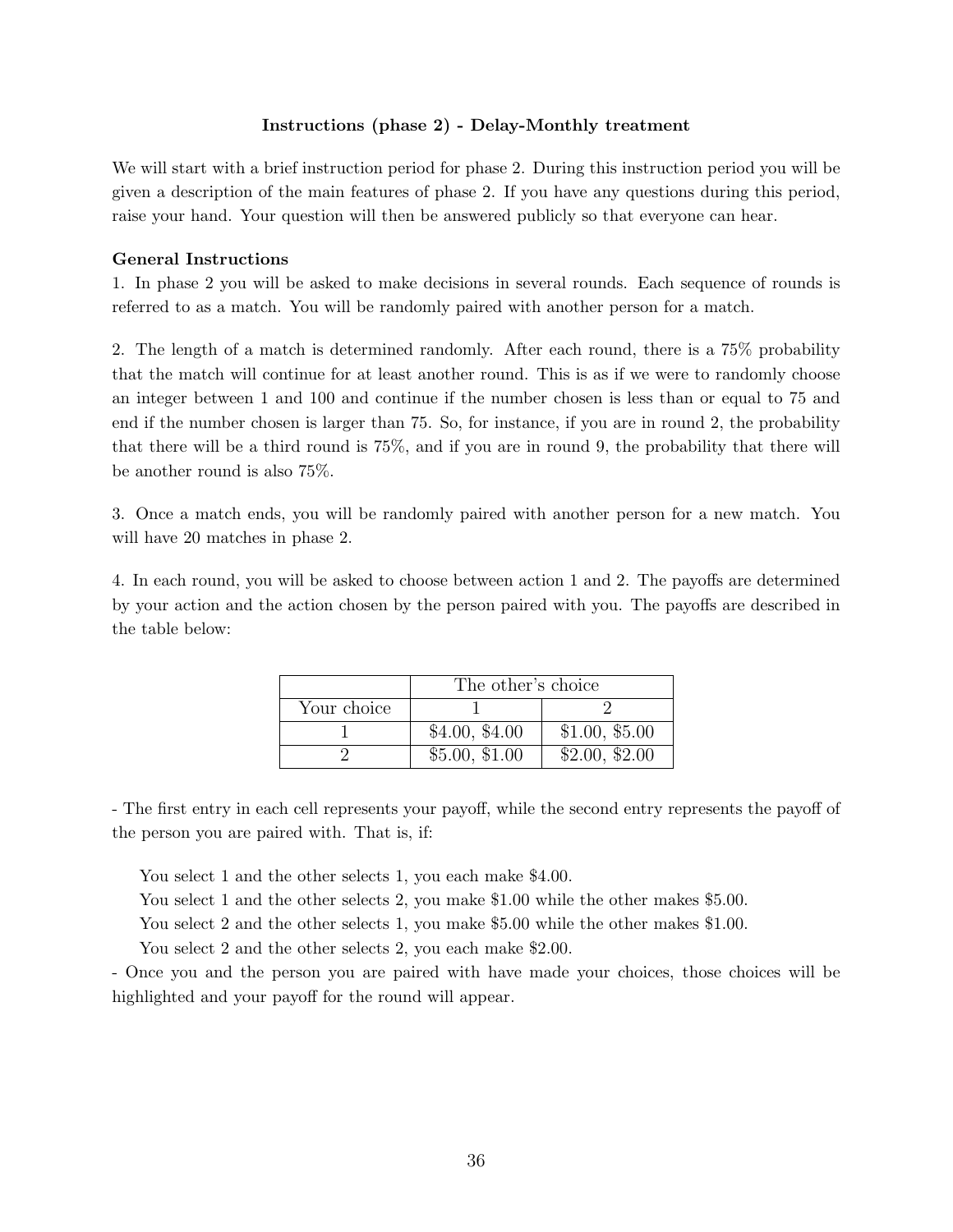## Instructions (phase 2) - Delay-Monthly treatment

We will start with a brief instruction period for phase 2. During this instruction period you will be given a description of the main features of phase 2. If you have any questions during this period, raise your hand. Your question will then be answered publicly so that everyone can hear.

**General Instructions**

1. In phase 2 you will be asked to make decisions in several rounds. Each sequence of rounds is referred to as a match. You will be randomly paired with another person for a match.

2. The length of a match is determined randomly. After each round, there is a 75% probability that the match will continue for at least another round. This is as if we were to randomly choose an integer between 1 and 100 and continue if the number chosen is less than or equal to 75 and end if the number chosen is larger than 75. So, for instance, if you are in round 2, the probability that there will be a third round is 75%, and if you are in round 9, the probability that there will be another round is also 75%.

3. Once a match ends, you will be randomly paired with another person for a new match. You will have 20 matches in phase 2.

4. In each round, you will be asked to choose between action 1 and 2. The payoffs are determined by your action and the action chosen by the person paired with you. The payoffs are described in the table below:

| | The other's choice | |
|---|---|---|
| Your choice | 1 | 2 |
| 1 | \$4.00, \$4.00 | \$1.00, \$5.00 |
| 2 | \$5.00, \$1.00 | \$2.00, \$2.00 |

- The first entry in each cell represents your payoff, while the second entry represents the payoff of the person you are paired with. That is, if:

  You select 1 and the other selects 1, you each make \$4.00.
  You select 1 and the other selects 2, you make \$1.00 while the other makes \$5.00.
  You select 2 and the other selects 1, you make \$5.00 while the other makes \$1.00.
  You select 2 and the other selects 2, you each make \$2.00.

- Once you and the person you are paired with have made your choices, those choices will be highlighted and your payoff for the round will appear.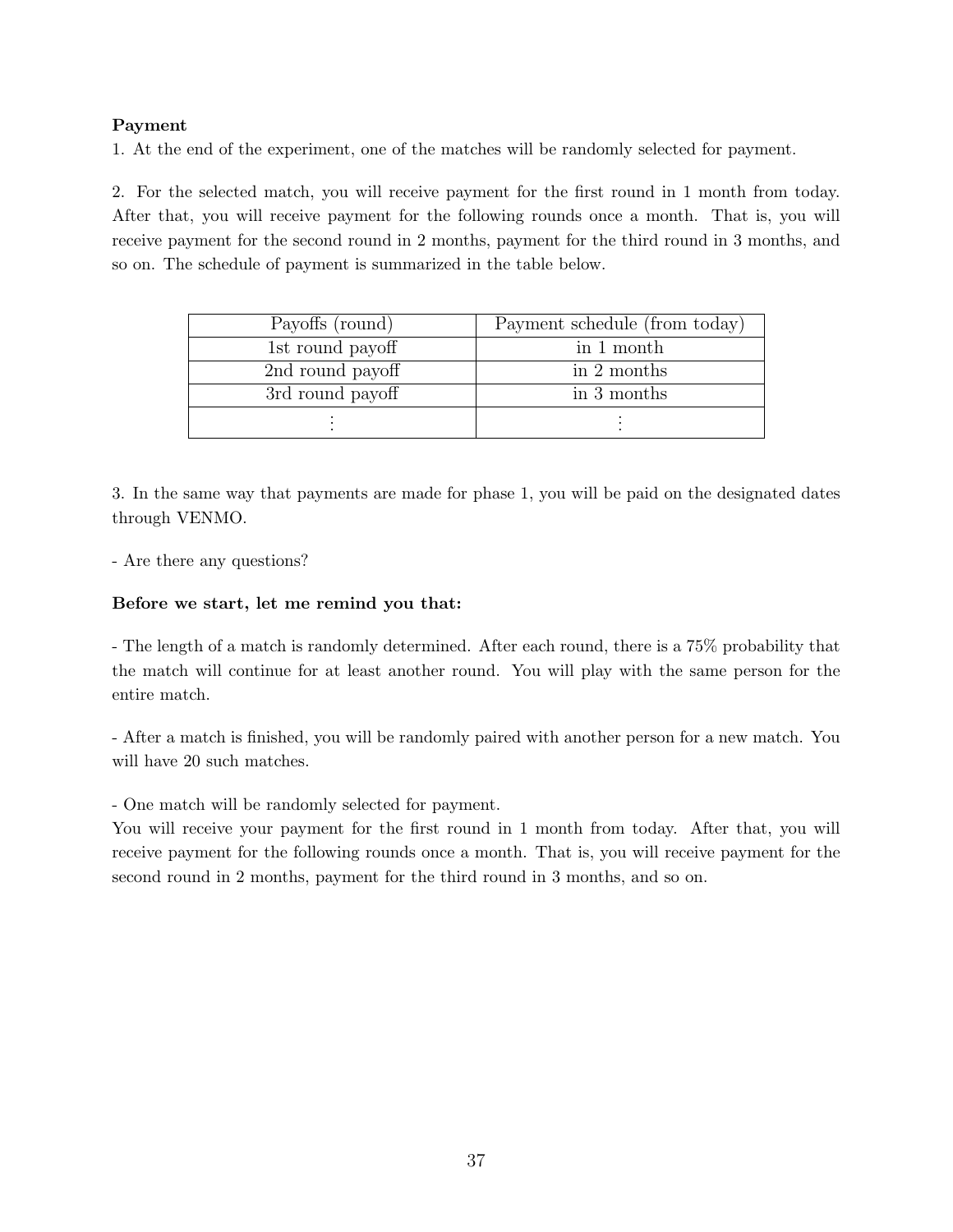**Payment**

1. At the end of the experiment, one of the matches will be randomly selected for payment.

2. For the selected match, you will receive payment for the first round in 1 month from today. After that, you will receive payment for the following rounds once a month. That is, you will receive payment for the second round in 2 months, payment for the third round in 3 months, and so on. The schedule of payment is summarized in the table below.

| Payoffs (round) | Payment schedule (from today) |
|---|---|
| 1st round payoff | in 1 month |
| 2nd round payoff | in 2 months |
| 3rd round payoff | in 3 months |
| ⋮ | ⋮ |

3. In the same way that payments are made for phase 1, you will be paid on the designated dates through VENMO.

- Are there any questions?

**Before we start, let me remind you that:**

- The length of a match is randomly determined. After each round, there is a 75% probability that the match will continue for at least another round. You will play with the same person for the entire match.

- After a match is finished, you will be randomly paired with another person for a new match. You will have 20 such matches.

- One match will be randomly selected for payment.
You will receive your payment for the first round in 1 month from today. After that, you will receive payment for the following rounds once a month. That is, you will receive payment for the second round in 2 months, payment for the third round in 3 months, and so on.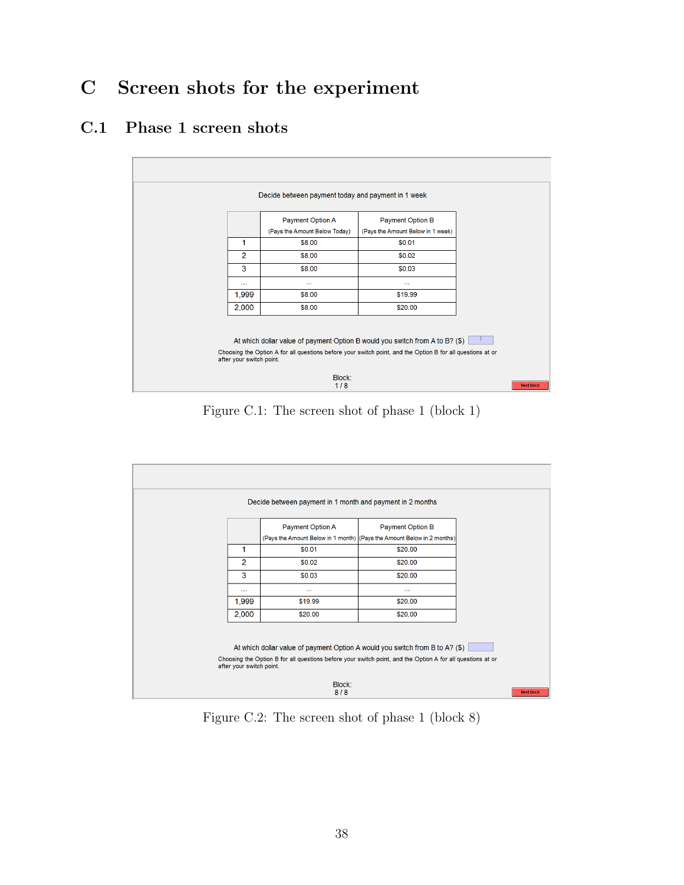# C Screen shots for the experiment

## C.1 Phase 1 screen shots

Decide between payment today and payment in 1 week

| | Payment Option A (Pays the Amount Below Today) | Payment Option B (Pays the Amount Below in 1 week) |
|---|---|---|
| 1 | $8.00 | $0.01 |
| 2 | $8.00 | $0.02 |
| 3 | $8.00 | $0.03 |
| ... | ... | ... |
| 1,999 | $8.00 | $19.99 |
| 2,000 | $8.00 | $20.00 |

At which dollar value of payment Option B would you switch from A to B? ($)

Choosing the Option A for all questions before your switch point, and the Option B for all questions at or after your switch point.

Block:
1 / 8

Next block

Figure C.1: The screen shot of phase 1 (block 1)

Decide between payment in 1 month and payment in 2 months

| | Payment Option A (Pays the Amount Below in 1 month) | Payment Option B (Pays the Amount Below in 2 months) |
|---|---|---|
| 1 | $0.01 | $20.00 |
| 2 | $0.02 | $20.00 |
| 3 | $0.03 | $20.00 |
| ... | ... | ... |
| 1,999 | $19.99 | $20.00 |
| 2,000 | $20.00 | $20.00 |

At which dollar value of payment Option A would you switch from B to A? ($)

Choosing the Option B for all questions before your switch point, and the Option A for all questions at or after your switch point.

Block:
8 / 8

Next block

Figure C.2: The screen shot of phase 1 (block 8)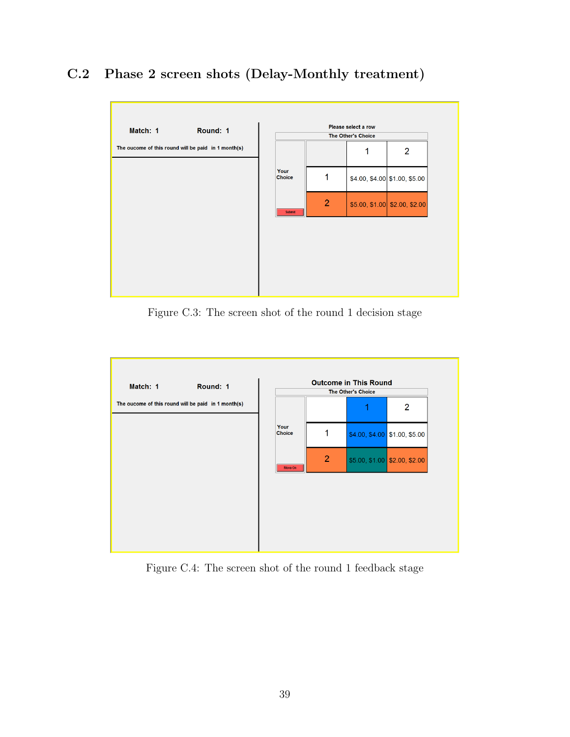## C.2 Phase 2 screen shots (Delay-Monthly treatment)

Figure C.3: The screen shot of the round 1 decision stage

Figure C.4: The screen shot of the round 1 feedback stage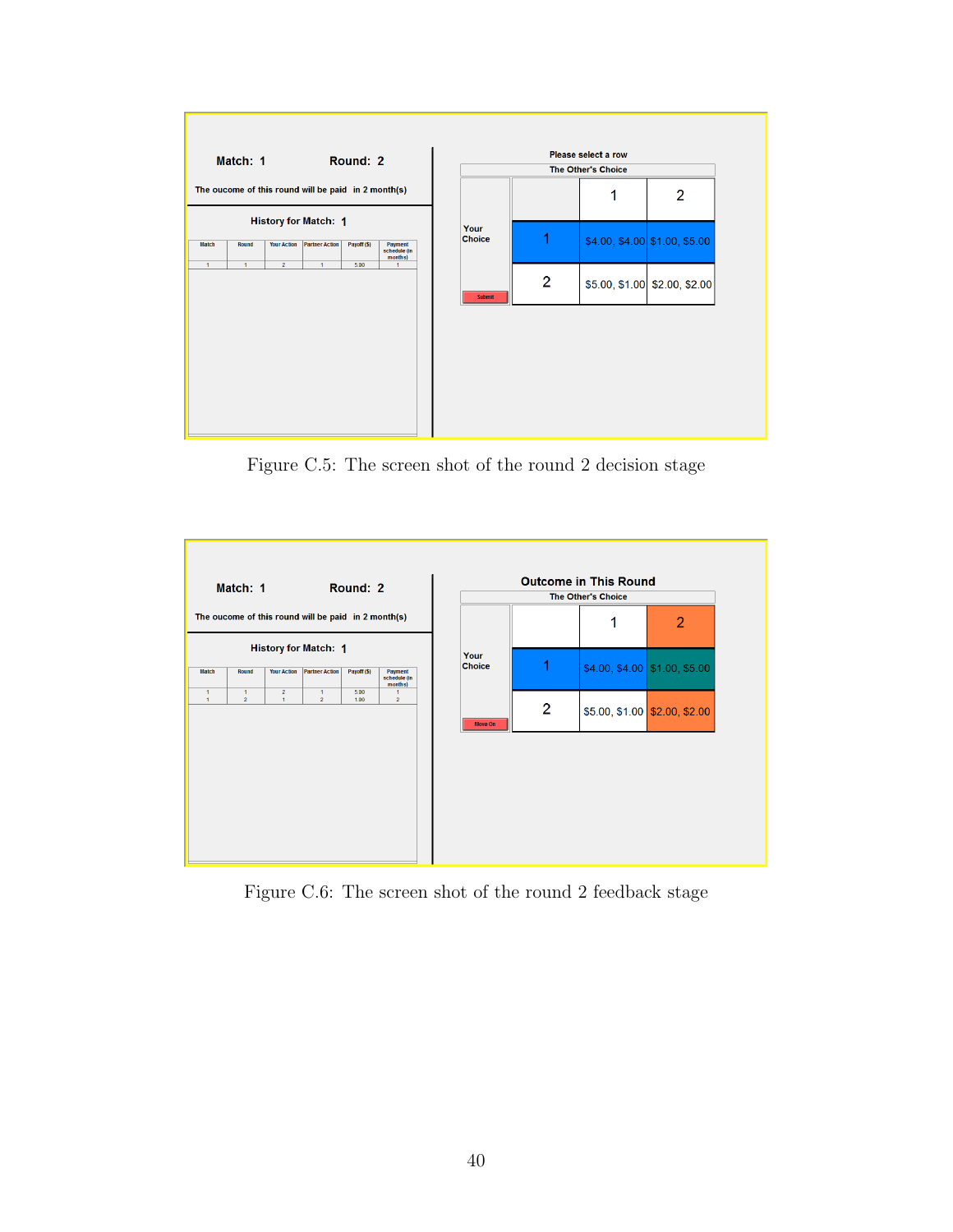Match: 1 Round: 2

The oucome of this round will be paid in 2 month(s)

History for Match: 1

| Match | Round | Your Action | Partner Action | Payoff ($) | Payment schedule (in months) |
|---|---|---|---|---|---|
| 1 | 1 | 2 | 1 | 5.00 | 1 |

Please select a row

The Other's Choice

| Your Choice | | 1 | 2 |
|---|---|---|---|
| | 1 | $4.00, $4.00 | $1.00, $5.00 |
| | 2 | $5.00, $1.00 | $2.00, $2.00 |

Submit

Figure C.5: The screen shot of the round 2 decision stage

Match: 1 Round: 2

The oucome of this round will be paid in 2 month(s)

History for Match: 1

| Match | Round | Your Action | Partner Action | Payoff ($) | Payment schedule (in months) |
|---|---|---|---|---|---|
| 1 | 1 | 2 | 1 | 5.00 | 1 |
| 1 | 2 | 1 | 2 | 1.00 | 2 |

Outcome in This Round

The Other's Choice

| Your Choice | | 1 | 2 |
|---|---|---|---|
| | 1 | $4.00, $4.00 | $1.00, $5.00 |
| | 2 | $5.00, $1.00 | $2.00, $2.00 |

Move On

Figure C.6: The screen shot of the round 2 feedback stage